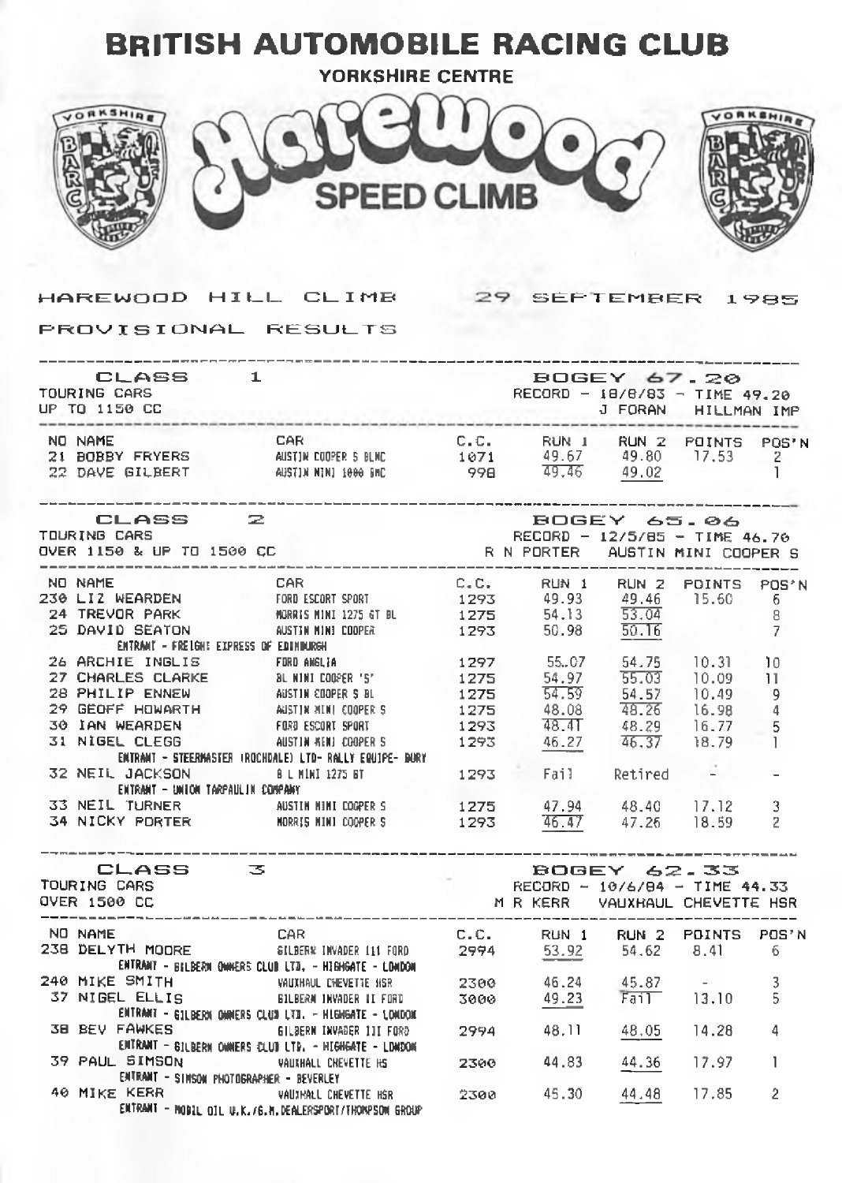# BRITISH AUTOMOBILE RACING CLUB

## YORKSHIRE CENTRE

## Harewood SPEED CLIMB

HAREWOOD HILL CLIMB 29 SEPTEMBER 1985

PROVISIONAL RESULTS

---

### CLASS 1
TOURING CARS
UP TO 1150 CC

BOGEY 67.20
RECORD - 18/8/83 - TIME 49.20
J FORAN HILLMAN IMP

| NO | NAME | CAR | C.C. | RUN 1 | RUN 2 | POINTS | POS'N |
|---|---|---|---|---|---|---|---|
| 21 | BOBBY FRYERS | AUSTIN COOPER S BLMC | 1071 | 49.67 | 49.80 | 17.53 | 2 |
| 22 | DAVE GILBERT | AUSTIN MINI 1000 GMC | 998 | 49.46 | 49.02 | | 1 |

### CLASS 2
TOURING CARS
OVER 1150 & UP TO 1500 CC

BOGEY 65.06
RECORD - 12/5/85 - TIME 46.70
R N PORTER AUSTIN MINI COOPER S

| NO | NAME | CAR | C.C. | RUN 1 | RUN 2 | POINTS | POS'N |
|---|---|---|---|---|---|---|---|
| 230 | LIZ WEARDEN | FORD ESCORT SPORT | 1293 | 49.93 | 49.46 | 15.60 | 6 |
| 24 | TREVOR PARK | MORRIS MINI 1275 GT BL | 1275 | 54.13 | 53.04 | | 8 |
| 25 | DAVID SEATON | AUSTIN MINI COOPER | 1293 | 50.98 | 50.16 | | 7 |
| | ENTRANT - FREIGHT EXPRESS OF EDINBURGH | | | | | | |
| 26 | ARCHIE INGLIS | FORD ANGLIA | 1297 | 55..07 | 54.75 | 10.31 | 10 |
| 27 | CHARLES CLARKE | BL MINI COOPER 'S' | 1275 | 54.97 | 55.03 | 10.09 | 11 |
| 28 | PHILIP ENNEW | AUSTIN COOPER S BL | 1275 | 54.59 | 54.57 | 10.49 | 9 |
| 29 | GEOFF HOWARTH | AUSTIN MINI COOPER S | 1275 | 48.08 | 48.26 | 16.98 | 4 |
| 30 | IAN WEARDEN | FORD ESCORT SPORT | 1293 | 48.41 | 48.29 | 16.77 | 5 |
| 31 | NIGEL CLEGG | AUSTIN MINI COOPER S | 1293 | 46.27 | 46.37 | 18.79 | 1 |
| | ENTRANT - STEERMASTER (ROCHDALE) LTD- RALLY EQUIPE- BURY | | | | | | |
| 32 | NEIL JACKSON | B L MINI 1275 GT | 1293 | Fail | Retired | - | - |
| | ENTRANT - UNION TARPAULIN COMPANY | | | | | | |
| 33 | NEIL TURNER | AUSTIN MINI COOPER S | 1275 | 47.94 | 48.40 | 17.12 | 3 |
| 34 | NICKY PORTER | MORRIS MINI COOPER S | 1293 | 46.47 | 47.26 | 18.59 | 2 |

### CLASS 3
TOURING CARS
OVER 1500 CC

BOGEY 62.33
RECORD - 10/6/84 - TIME 44.33
M R KERR VAUXHAUL CHEVETTE HSR

| NO | NAME | CAR | C.C. | RUN 1 | RUN 2 | POINTS | POS'N |
|---|---|---|---|---|---|---|---|
| 238 | DELYTH MOORE | GILBERN INVADER III FORD | 2994 | 53.92 | 54.62 | 8.41 | 6 |
| | ENTRANT - GILBERN OWNERS CLUB LTD. - HIGHGATE - LONDON | | | | | | |
| 240 | MIKE SMITH | VAUXHAUL CHEVETTE HSR | 2300 | 46.24 | 45.87 | - | 3 |
| 37 | NIGEL ELLIS | GILBERN INVADER II FORD | 3000 | 49.23 | Fail | 13.10 | 5 |
| | ENTRANT - GILBERN OWNERS CLUB LTD. - HIGHGATE - LONDON | | | | | | |
| 38 | BEV FAWKES | GILBERN INVADER III FORD | 2994 | 48.11 | 48.05 | 14.28 | 4 |
| | ENTRANT - GILBERN OWNERS CLUB LTD. - HIGHGATE - LONDON | | | | | | |
| 39 | PAUL SIMSON | VAUXHALL CHEVETTE HS | 2300 | 44.83 | 44.36 | 17.97 | 1 |
| | ENTRANT - SIMSON PHOTOGRAPHER - BEVERLEY | | | | | | |
| 40 | MIKE KERR | VAUXHALL CHEVETTE HSR | 2300 | 45.30 | 44.48 | 17.85 | 2 |
| | ENTRANT - MOBIL OIL U.K./G.M.DEALERSPORT/THOMPSON GROUP | | | | | | |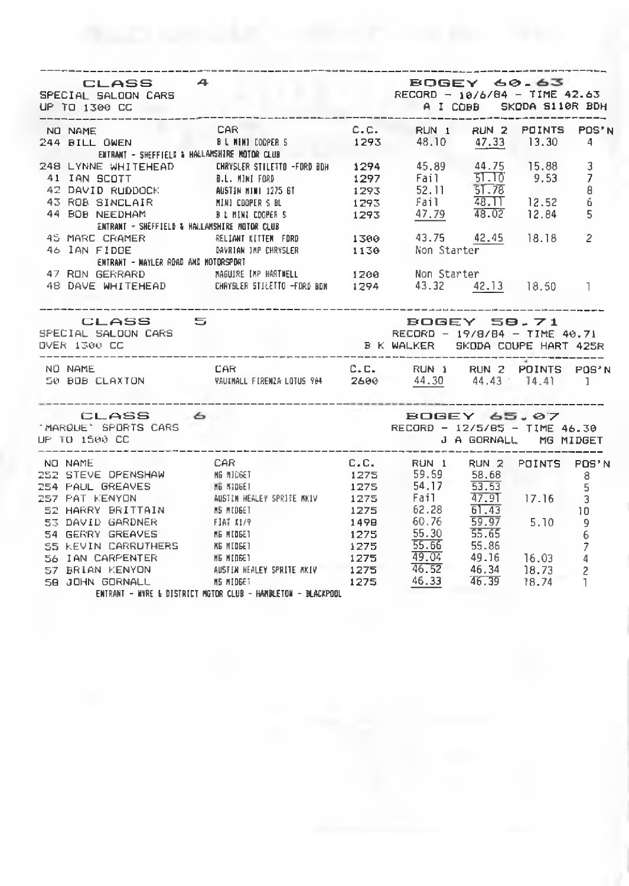## CLASS 4

SPECIAL SALOON CARS
UP TO 1300 CC

**BOGEY 60.63**
RECORD - 10/6/84 - TIME 42.63
A I COBB SKODA S110R BDH

| NO | NAME | CAR | C.C. | RUN 1 | RUN 2 | POINTS | POS'N |
|---|---|---|---|---|---|---|---|
| 244 | BILL OWEN | B L MINI COOPER S | 1293 | 48.10 | 47.33 | 13.30 | 4 |
| | ENTRANT - SHEFFIELD & HALLAMSHIRE MOTOR CLUB | | | | | | |
| 248 | LYNNE WHITEHEAD | CHRYSLER STILETTO -FORD BDH | 1294 | 45.89 | 44.75 | 15.88 | 3 |
| 41 | IAN SCOTT | B.L. MINI FORD | 1297 | Fail | 51.10 | 9.53 | 7 |
| 42 | DAVID RUDDOCK | AUSTIN MINI 1275 GT | 1293 | 52.11 | 51.78 | | 8 |
| 43 | ROB SINCLAIR | MINI COOPER S BL | 1293 | Fail | 48.11 | 12.52 | 6 |
| 44 | BOB NEEDHAM | B L MINI COOPER S | 1293 | 47.79 | 48.02 | 12.84 | 5 |
| | ENTRANT - SHEFFIELD & HALLAMSHIRE MOTOR CLUB | | | | | | |
| 45 | MARC CRAMER | RELIANT KITTEN FORD | 1300 | 43.75 | 42.45 | 18.18 | 2 |
| 46 | IAN FIDOE | DAVRIAN IMP CHRYSLER | 1130 | Non Starter | | | |
| | ENTRANT - NAYLER ROAD AND MOTORSPORT | | | | | | |
| 47 | RON GERRARD | MAGUIRE IMP HARTWELL | 1200 | Non Starter | | | |
| 48 | DAVE WHITEHEAD | CHRYSLER STILETTO -FORD BDH | 1294 | 43.32 | 42.13 | 18.50 | 1 |

## CLASS 5

SPECIAL SALOON CARS
OVER 1300 CC

**BOGEY 58.71**
RECORD - 19/8/84 - TIME 40.71
B K WALKER SKODA COUPE HART 425R

| NO | NAME | CAR | C.C. | RUN 1 | RUN 2 | POINTS | POS'N |
|---|---|---|---|---|---|---|---|
| 50 | BOB CLAXTON | VAUXHALL FIRENZA LOTUS 984 | 2600 | 44.30 | 44.43 | 14.41 | 1 |

## CLASS 6

'MARQUE' SPORTS CARS
UP TO 1500 CC

**BOGEY 65.07**
RECORD - 12/5/85 - TIME 46.30
J A GORNALL MG MIDGET

| NO | NAME | CAR | C.C. | RUN 1 | RUN 2 | POINTS | POS'N |
|---|---|---|---|---|---|---|---|
| 252 | STEVE OPENSHAW | MG MIDGET | 1275 | 59.59 | 58.68 | | 8 |
| 254 | PAUL GREAVES | MG MIDGET | 1275 | 54.17 | 53.53 | | 5 |
| 257 | PAT KENYON | AUSTIN HEALEY SPRITE MKIV | 1275 | Fail | 47.91 | 17.16 | 3 |
| 52 | HARRY BRITTAIN | MG MIDGET | 1275 | 62.28 | 61.43 | | 10 |
| 53 | DAVID GARDNER | FIAT X1/9 | 1498 | 60.76 | 59.97 | 5.10 | 9 |
| 54 | GERRY GREAVES | MG MIDGET | 1275 | 55.30 | 55.65 | | 6 |
| 55 | KEVIN CARRUTHERS | MG MIDGET | 1275 | 55.66 | 55.86 | | 7 |
| 56 | IAN CARPENTER | MG MIDGET | 1275 | 49.04 | 49.16 | 16.03 | 4 |
| 57 | BRIAN KENYON | AUSTIN HEALEY SPRITE MKIV | 1275 | 46.52 | 46.34 | 18.73 | 2 |
| 58 | JOHN GORNALL | MG MIDGET | 1275 | 46.33 | 46.39 | 18.74 | 1 |
| | ENTRANT - WYRE & DISTRICT MOTOR CLUB - HAMBLETON - BLACKPOOL | | | | | | |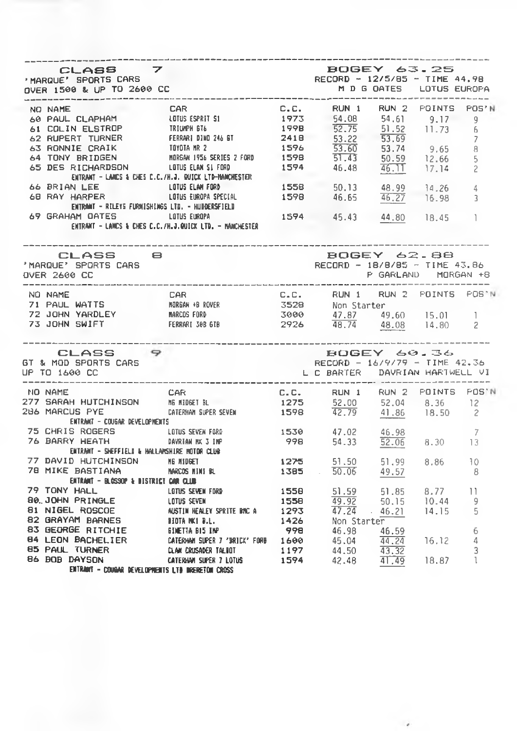## CLASS 7

'MARQUE' SPORTS CARS
OVER 1500 & UP TO 2600 CC

BOGEY 63.25
RECORD - 12/5/85 - TIME 44.98
M D G OATES LOTUS EUROPA

| NO | NAME | CAR | C.C. | RUN 1 | RUN 2 | POINTS | POS'N |
|---|---|---|---|---|---|---|---|
| 60 | PAUL CLAPHAM | LOTUS ESPRIT S1 | 1973 | 54.08 | 54.61 | 9.17 | 9 |
| 61 | COLIN ELSTROP | TRIUMPH GT6 | 1998 | 52.75 | 51.52 | 11.73 | 6 |
| 62 | RUPERT TURNER | FERRARI DINO 246 GT | 2418 | 53.22 | 53.69 | | 7 |
| 63 | RONNIE CRAIK | TOYOTA MR 2 | 1596 | 53.60 | 53.74 | 9.65 | 8 |
| 64 | TONY BRIDGEN | MORGAN 1956 SERIES 2 FORD | 1598 | 51.43 | 50.59 | 12.66 | 5 |
| 65 | DES RICHARDSON | LOTUS ELAN S1 FORD | 1594 | 46.48 | 46.11 | 17.14 | 2 |
| | ENTRANT - LANCS & CHES C.C./H.J. QUICK LTD-MANCHESTER | | | | | | |
| 66 | BRIAN LEE | LOTUS ELAN FORD | 1558 | 50.13 | 48.99 | 14.26 | 4 |
| 68 | RAY HARPER | LOTUS EUROPA SPECIAL | 1598 | 46.65 | 46.27 | 16.98 | 3 |
| | ENTRANT - RILEYS FURNISHINGS LTD. - HUDDERSFIELD | | | | | | |
| 69 | GRAHAM OATES | LOTUS EUROPA | 1594 | 45.43 | 44.80 | 18.45 | 1 |
| | ENTRANT - LANCS & CHES C.C./H.J.QUICK LTD. - MANCHESTER | | | | | | |

## CLASS 8

'MARQUE' SPORTS CARS
OVER 2600 CC

BOGEY 62.88
RECORD - 18/8/85 - TIME 43.86
P GARLAND MORGAN +8

| NO | NAME | CAR | C.C. | RUN 1 | RUN 2 | POINTS | POS'N |
|---|---|---|---|---|---|---|---|
| 71 | PAUL WATTS | MORGAN +8 ROVER | 3528 | Non Starter | | | |
| 72 | JOHN YARDLEY | MARCOS FORD | 3000 | 47.87 | 49.60 | 15.01 | 1 |
| 73 | JOHN SWIFT | FERRARI 308 GTB | 2926 | 48.74 | 48.08 | 14.80 | 2 |

## CLASS 9

GT & MOD SPORTS CARS
UP TO 1600 CC

BOGEY 60.36
RECORD - 16/9/79 - TIME 42.36
L C BARTER DAVRIAN HARTWELL VI

| NO | NAME | CAR | C.C. | RUN 1 | RUN 2 | POINTS | POS'N |
|---|---|---|---|---|---|---|---|
| 277 | SARAH HUTCHINSON | MG MIDGET BL | 1275 | 52.00 | 52.04 | 8.36 | 12 |
| 286 | MARCUS PYE | CATERHAM SUPER SEVEN | 1598 | 42.79 | 41.86 | 18.50 | 2 |
| | ENTRANT - COUGAR DEVELOPMENTS | | | | | | |
| 75 | CHRIS ROGERS | LOTUS SEVEN FORD | 1530 | 47.02 | 46.98 | | 7 |
| 76 | BARRY HEATH | DAVRIAN MK 3 IMP | 998 | 54.33 | 52.06 | 8.30 | 13 |
| | ENTRANT - SHEFFIELD & HALLAMSHIRE MOTOR CLUB | | | | | | |
| 77 | DAVID HUTCHINSON | MG MIDGET | 1275 | 51.50 | 51.99 | 8.86 | 10 |
| 78 | MIKE BASTIANA | MARCOS MINI BL | 1385 | 50.06 | 49.57 | | 8 |
| | ENTRANT - BLOSSOP & DISTRICT CAR CLUB | | | | | | |
| 79 | TONY HALL | LOTUS SEVEN FORD | 1558 | 51.59 | 51.85 | 8.77 | 11 |
| 80 | JOHN PRINGLE | LOTUS SEVEN | 1558 | 49.92 | 50.15 | 10.44 | 9 |
| 81 | NIGEL ROSCOE | AUSTIN HEALEY SPRITE BMC A | 1293 | 47.24 | 46.21 | 14.15 | 5 |
| 82 | GRAYAM BARNES | BIOTA MK1 B.L. | 1426 | Non Starter | | | |
| 83 | GEORGE RITCHIE | GINETTA G15 IMP | 998 | 46.98 | 46.59 | | 6 |
| 84 | LEON BACHELIER | CATERHAM SUPER 7 'BRICK' FORD | 1600 | 45.04 | 44.24 | 16.12 | 4 |
| 85 | PAUL TURNER | CLAN CRUSADER TALBOT | 1197 | 44.50 | 43.32 | | 3 |
| 86 | BOB DAYSON | CATERHAM SUPER 7 LOTUS | 1594 | 42.48 | 41.49 | 18.87 | 1 |
| | ENTRANT - COUGAR DEVELOPMENTS LTD BRERETON CROSS | | | | | | |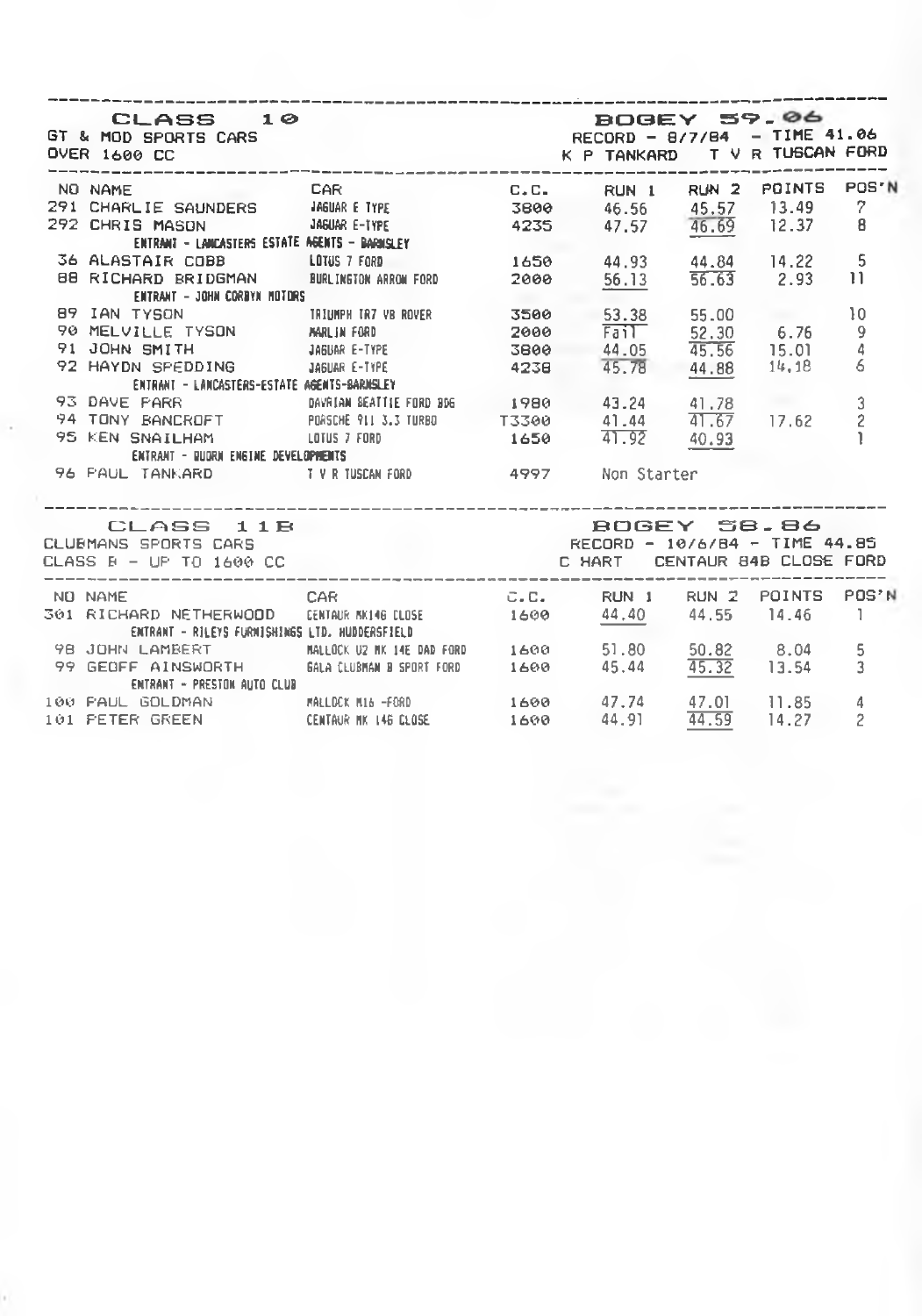## CLASS 10

GT & MOD SPORTS CARS
OVER 1600 CC

BOGEY 59.06
RECORD - 8/7/84 - TIME 41.06
K P TANKARD T V R TUSCAN FORD

| NO | NAME | CAR | C.C. | RUN 1 | RUN 2 | POINTS | POS'N |
|---|---|---|---|---|---|---|---|
| 291 | CHARLIE SAUNDERS | JAGUAR E TYPE | 3800 | 46.56 | 45.57 | 13.49 | 7 |
| 292 | CHRIS MASON | JAGUAR E-TYPE | 4235 | 47.57 | 46.69 | 12.37 | 8 |
| | ENTRANT - LANCASTERS ESTATE AGENTS - BARNSLEY | | | | | | |
| 36 | ALASTAIR COBB | LOTUS 7 FORD | 1650 | 44.93 | 44.84 | 14.22 | 5 |
| 88 | RICHARD BRIDGMAN | BURLINGTON ARROW FORD | 2000 | 56.13 | 56.63 | 2.93 | 11 |
| | ENTRANT - JOHN CORBYN MOTORS | | | | | | |
| 89 | IAN TYSON | TRIUMPH TR7 V8 ROVER | 3500 | 53.38 | 55.00 | | 10 |
| 90 | MELVILLE TYSON | MARLIN FORD | 2000 | Fail | 52.30 | 6.76 | 9 |
| 91 | JOHN SMITH | JAGUAR E-TYPE | 3800 | 44.05 | 45.56 | 15.01 | 4 |
| 92 | HAYDN SPEDDING | JAGUAR E-TYPE | 4238 | 45.78 | 44.88 | 14.18 | 6 |
| | ENTRANT - LANCASTERS-ESTATE AGENTS-BARNSLEY | | | | | | |
| 93 | DAVE FARR | DAVRIAN BEATTIE FORD BDG | 1980 | 43.24 | 41.78 | | 3 |
| 94 | TONY BANCROFT | PORSCHE 911 3.3 TURBO | T3300 | 41.44 | 41.67 | 17.62 | 2 |
| 95 | KEN SNAILHAM | LOTUS 7 FORD | 1650 | 41.92 | 40.93 | | 1 |
| | ENTRANT - QUORN ENGINE DEVELOPMENTS | | | | | | |
| 96 | PAUL TANKARD | T V R TUSCAN FORD | 4997 | Non Starter | | | |

## CLASS 11B

CLUBMANS SPORTS CARS
CLASS B - UP TO 1600 CC

BOGEY 58.86
RECORD - 10/6/84 - TIME 44.85
C HART CENTAUR 84B CLOSE FORD

| NO | NAME | CAR | C.C. | RUN 1 | RUN 2 | POINTS | POS'N |
|---|---|---|---|---|---|---|---|
| 301 | RICHARD NETHERWOOD | CENTAUR MK14B CLOSE | 1600 | 44.40 | 44.55 | 14.46 | 1 |
| | ENTRANT - RILEYS FURNISHINGS LTD. HUDDERSFIELD | | | | | | |
| 98 | JOHN LAMBERT | MALLOCK U2 MK 14E DAD FORD | 1600 | 51.80 | 50.82 | 8.04 | 5 |
| 99 | GEOFF AINSWORTH | GALA CLUBMAN B SPORT FORD | 1600 | 45.44 | 45.32 | 13.54 | 3 |
| | ENTRANT - PRESTON AUTO CLUB | | | | | | |
| 100 | PAUL GOLDMAN | MALLOCK M16 -FORD | 1600 | 47.74 | 47.01 | 11.85 | 4 |
| 101 | PETER GREEN | CENTAUR MK 14B CLOSE | 1600 | 44.91 | 44.59 | 14.27 | 2 |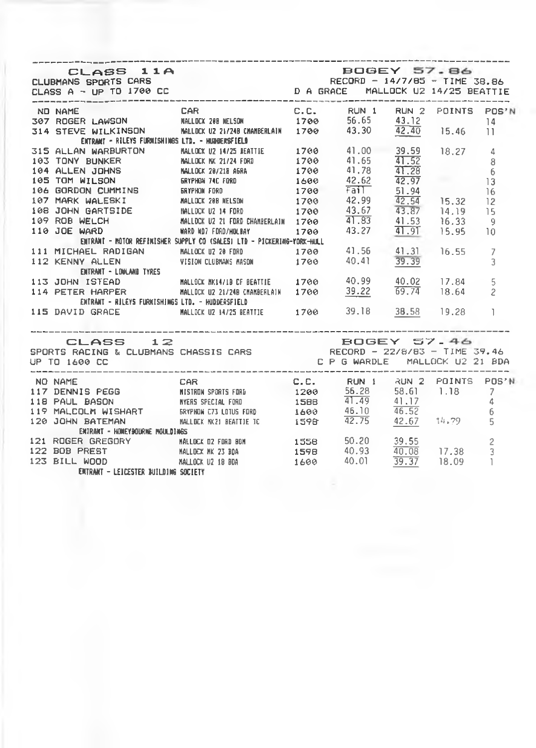## CLASS 11A

CLUBMANS SPORTS CARS
CLASS A - UP TO 1700 CC

BOGEY 57.86
RECORD - 14/7/85 - TIME 38.86
D A GRACE MALLOCK U2 14/25 BEATTIE

| NO | NAME | CAR | C.C. | RUN 1 | RUN 2 | POINTS | POS'N |
|---|---|---|---|---|---|---|---|
| 307 | ROGER LAWSON | MALLOCK 20B NELSON | 1700 | 56.65 | 43.12 | | 14 |
| 314 | STEVE WILKINSON | MALLOCK U2 21/24B CHAMBERLAIN | 1700 | 43.30 | 42.40 | 15.46 | 11 |
| | ENTRANT - RILEYS FURNISHINGS LTD. - HUDDERSFIELD | | | | | | |
| 315 | ALLAN WARBURTON | MALLOCK U2 14/25 BEATTIE | 1700 | 41.00 | 39.59 | 18.27 | 4 |
| 103 | TONY BUNKER | MALLOCK MK 21/24 FORD | 1700 | 41.65 | 41.52 | | 8 |
| 104 | ALLEN JOHNS | MALLOCK 20/21B AGRA | 1700 | 41.78 | 41.28 | | 6 |
| 105 | TOM WILSON | GRYPHON 74C FORD | 1600 | 42.62 | 42.97 | | 13 |
| 106 | GORDON CUMMINS | GRYPHON FORD | 1700 | Fail | 51.94 | | 16 |
| 107 | MARK WALESKI | MALLOCK 20B NELSON | 1700 | 42.99 | 42.54 | 15.32 | 12 |
| 108 | JOHN GARTSIDE | MALLOCK U2 14 FORD | 1700 | 43.67 | 43.87 | 14.19 | 15 |
| 109 | ROB WELCH | MALLOCK U2 21 FORD CHAMBERLAIN | 1700 | 41.83 | 41.53 | 16.33 | 9 |
| 110 | JOE WARD | WARD WD7 FORD/HOLBAY | 1700 | 43.27 | 41.91 | 15.95 | 10 |
| | ENTRANT - MOTOR REFINISHER SUPPLY CO (SALES) LTD - PICKERING-YORK-HULL | | | | | | |
| 111 | MICHAEL RADIGAN | MALLOCK U2 20 FORD | 1700 | 41.56 | 41.31 | 16.55 | 7 |
| 112 | KENNY ALLEN | VISION CLUBMANS MASON | 1700 | 40.41 | 39.39 | | 3 |
| | ENTRANT - LOWLAND TYRES | | | | | | |
| 113 | JOHN ISTEAD | MALLOCK MK14/1B CF BEATTIE | 1700 | 40.99 | 40.02 | 17.84 | 5 |
| 114 | PETER HARPER | MALLOCK U2 21/24B CHAMBERLAIN | 1700 | 39.22 | 69.74 | 18.64 | 2 |
| | ENTRANT - RILEYS FURNISHINGS LTD. - HUDDERSFIELD | | | | | | |
| 115 | DAVID GRACE | MALLOCK U2 14/25 BEATTIE | 1700 | 39.18 | 38.58 | 19.28 | 1 |

## CLASS 12

SPORTS RACING & CLUBMANS CHASSIS CARS
UP TO 1600 CC

BOGEY 57.46
RECORD - 22/8/83 - TIME 39.46
C P G WARDLE MALLOCK U2 21 BDA

| NO | NAME | CAR | C.C. | RUN 1 | RUN 2 | POINTS | POS'N |
|---|---|---|---|---|---|---|---|
| 117 | DENNIS PEGG | MISTRON SPORTS FORD | 1200 | 56.28 | 58.61 | 1.18 | 7 |
| 118 | PAUL BASON | MYERS SPECIAL FORD | 1588 | 41.49 | 41.17 | | 4 |
| 119 | MALCOLM WISHART | GRYPHON C73 LOTUS FORD | 1600 | 46.10 | 46.52 | | 6 |
| 120 | JOHN BATEMAN | MALLOCK MK21 BEATTIE TC | 1598 | 42.75 | 42.67 | 14.79 | 5 |
| | ENTRANT - HONEYBOURNE MOULDINGS | | | | | | |
| 121 | ROGER GREGORY | MALLOCK U2 FORD BDM | 1558 | 50.20 | 39.55 | | 2 |
| 122 | BOB PREST | MALLOCK MK 23 BDA | 1598 | 40.93 | 40.08 | 17.38 | 3 |
| 123 | BILL WOOD | MALLOCK U2 18 BDA | 1600 | 40.01 | 39.37 | 18.09 | 1 |
| | ENTRANT - LEICESTER BUILDING SOCIETY | | | | | | |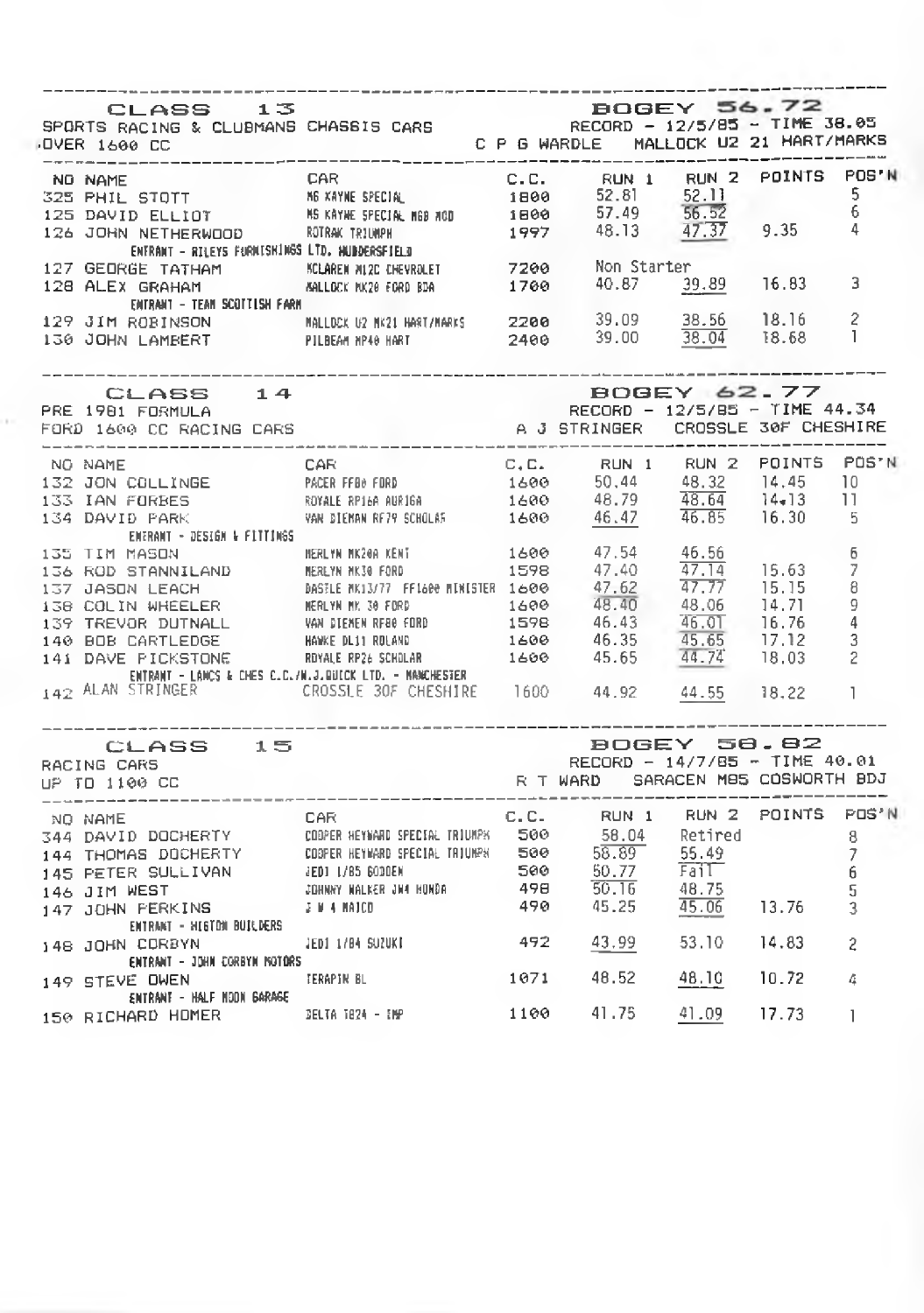## CLASS 13

SPORTS RACING & CLUBMANS CHASSIS CARS
OVER 1600 CC

**BOGEY 56.72**
RECORD - 12/5/85 - TIME 38.05
C P G WARDLE    MALLOCK U2 21 HART/MARKS

| NO | NAME | CAR | C.C. | RUN 1 | RUN 2 | POINTS | POS'N |
|---|---|---|---|---|---|---|---|
| 325 | PHIL STOTT | M6 KAYNE SPECIAL | 1800 | 52.81 | 52.11 | | 5 |
| 125 | DAVID ELLIOT | M5 KAYNE SPECIAL MGB MOD | 1800 | 57.49 | 56.52 | | 6 |
| 126 | JOHN NETHERWOOD | ROTRAK TRIUMPH | 1997 | 48.13 | 47.37 | 9.35 | 4 |
| | ENTRANT - RILEYS FURNISHINGS LTD. HUDDERSFIELD | | | | | | |
| 127 | GEORGE TATHAM | MCLAREN M12C CHEVROLET | 7200 | Non Starter | | | |
| 128 | ALEX GRAHAM | MALLOCK MK20 FORD BDA | 1700 | 40.87 | 39.89 | 16.83 | 3 |
| | ENTRANT - TEAM SCOTTISH FARM | | | | | | |
| 129 | JIM ROBINSON | MALLOCK U2 MK21 HART/MARKS | 2200 | 39.09 | 38.56 | 18.16 | 2 |
| 130 | JOHN LAMBERT | PILBEAM MP40 HART | 2400 | 39.00 | 38.04 | 18.68 | 1 |

## CLASS 14

PRE 1981 FORMULA
FORD 1600 CC RACING CARS

**BOGEY 62.77**
RECORD - 12/5/85 - TIME 44.34
A J STRINGER    CROSSLE 30F CHESHIRE

| NO | NAME | CAR | C.C. | RUN 1 | RUN 2 | POINTS | POS'N |
|---|---|---|---|---|---|---|---|
| 132 | JON COLLINGE | PACER FF80 FORD | 1600 | 50.44 | 48.32 | 14.45 | 10 |
| 133 | IAN FORBES | ROYALE RP16A AURIGA | 1600 | 48.79 | 48.64 | 14.13 | 11 |
| 134 | DAVID PARK | VAN DIEMAN RF79 SCHOLAS | 1600 | 46.47 | 46.85 | 16.30 | 5 |
| | ENTRANT - DESIGN & FITTINGS | | | | | | |
| 135 | TIM MASON | MERLYN MK20A KENT | 1600 | 47.54 | 46.56 | | 6 |
| 136 | ROD STANNILAND | MERLYN MK30 FORD | 1598 | 47.40 | 47.14 | 15.63 | 7 |
| 137 | JASON LEACH | DASTLE MK13/77 FF1600 MINISTER | 1600 | 47.62 | 47.77 | 15.15 | 8 |
| 138 | COLIN WHEELER | MERLYN MK 30 FORD | 1600 | 48.40 | 48.06 | 14.71 | 9 |
| 139 | TREVOR DUTNALL | VAN DIEMEN RF80 FORD | 1598 | 46.43 | 46.01 | 16.76 | 4 |
| 140 | BOB CARTLEDGE | HAWKE DL11 ROLAND | 1600 | 46.35 | 45.65 | 17.12 | 3 |
| 141 | DAVE PICKSTONE | ROYALE RP26 SCHOLAR | 1600 | 45.65 | 44.74 | 18.03 | 2 |
| | ENTRANT - LANCS & CHES C.C./W.J.QUICK LTD. - MANCHESTER | | | | | | |
| 142 | ALAN STRINGER | CROSSLE 30F CHESHIRE | 1600 | 44.92 | 44.55 | 18.22 | 1 |

## CLASS 15

RACING CARS
UP TO 1100 CC

**BOGEY 58.82**
RECORD - 14/7/85 - TIME 40.01
R T WARD    SARACEN M85 COSWORTH BDJ

| NO | NAME | CAR | C.C. | RUN 1 | RUN 2 | POINTS | POS'N |
|---|---|---|---|---|---|---|---|
| 344 | DAVID DOCHERTY | COOPER HEYWARD SPECIAL TRIUMPH | 500 | 58.04 | Retired | | 8 |
| 144 | THOMAS DOCHERTY | COOPER HEYWARD SPECIAL TRIUMPH | 500 | 58.89 | 55.49 | | 7 |
| 145 | PETER SULLIVAN | JEDI 1/85 GODDEN | 500 | 50.77 | Fail | | 6 |
| 146 | JIM WEST | JOHNNY WALKER JW4 HONDA | 498 | 50.16 | 48.75 | | 5 |
| 147 | JOHN PERKINS | J W 4 MAICO | 490 | 45.25 | 45.06 | 13.76 | 3 |
| | ENTRANT - HIGTON BUILDERS | | | | | | |
| 148 | JOHN CORBYN | JEDI 1/84 SUZUKI | 492 | 43.99 | 53.10 | 14.83 | 2 |
| | ENTRANT - JOHN CORBYN MOTORS | | | | | | |
| 149 | STEVE OWEN | TERAPIN BL | 1071 | 48.52 | 48.10 | 10.72 | 4 |
| | ENTRANT - HALF MOON GARAGE | | | | | | |
| 150 | RICHARD HOMER | DELTA T824 - IMP | 1100 | 41.75 | 41.09 | 17.73 | 1 |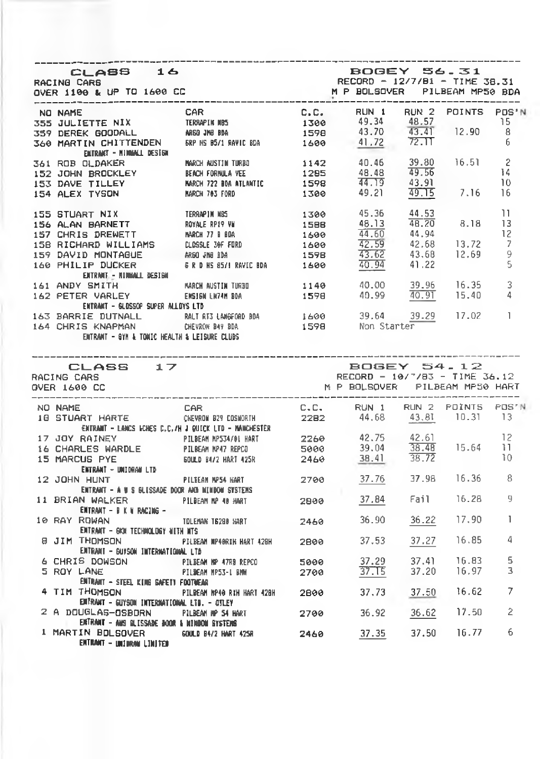## CLASS 16

RACING CARS
OVER 1100 & UP TO 1600 CC

BOGEY 56.31
RECORD - 12/7/81 - TIME 38.31
M P BOLSOVER PILBEAM MP50 BDA

| NO | NAME | CAR | C.C. | RUN 1 | RUN 2 | POINTS | POS'N |
|---|---|---|---|---|---|---|---|
| 355 | JULIETTE NIX | TERRAPIN N85 | 1300 | 49.34 | 48.57 | | 15 |
| 359 | DEREK GOODALL | ARGO JM8 BDA | 1598 | 43.70 | 43.41 | 12.90 | 8 |
| 360 | MARTIN CHITTENDEN<br>ENTRANT - MINIMALL DESIGN | GRP HS 85/1 RAVIC BDA | 1600 | 41.72 | 72.11 | | 6 |
| 361 | ROB OLDAKER | MARCH AUSTIN TURBO | 1142 | 40.46 | 39.80 | 16.51 | 2 |
| 152 | JOHN BROCKLEY | BEACH FORMULA VEE | 1285 | 48.48 | 49.56 | | 14 |
| 153 | DAVE TILLEY | MARCH 722 BDA ATLANTIC | 1598 | 44.19 | 43.91 | | 10 |
| 154 | ALEX TYSON | MARCH 703 FORD | 1300 | 49.21 | 49.15 | 7.16 | 16 |
| 155 | STUART NIX | TERRAPIN N85 | 1300 | 45.36 | 44.53 | | 11 |
| 156 | ALAN BARNETT | ROYALE RP19 VW | 1588 | 48.13 | 48.20 | 8.18 | 13 |
| 157 | CHRIS DREWETT | MARCH 77 B BDA | 1600 | 44.60 | 44.94 | | 12 |
| 158 | RICHARD WILLIAMS | CLOSSLE 30F FORD | 1600 | 42.59 | 42.68 | 13.72 | 7 |
| 159 | DAVID MONTAGUE | ARGO JM8 BDA | 1598 | 43.62 | 43.68 | 12.69 | 9 |
| 160 | PHILIP DUCKER<br>ENTRANT - MINIMALL DESIGN | G R D HS 85/1 RAVIC BDA | 1600 | 40.94 | 41.22 | | 5 |
| 161 | ANDY SMITH | MARCH AUSTIN TURBO | 1140 | 40.00 | 39.96 | 16.35 | 3 |
| 162 | PETER VARLEY<br>ENTRANT - GLOSSOP SUPER ALLOYS LTD | ENSIGN LN74H BDA | 1598 | 40.99 | 40.91 | 15.40 | 4 |
| 163 | BARRIE DUTNALL | RALT RT3 LANGFORD BDA | 1600 | 39.64 | 39.29 | 17.02 | 1 |
| 164 | CHRIS KNAPMAN<br>ENTRANT - GYM & TONIC HEALTH & LEISURE CLUBS | CHEVRON B49 BDA | 1598 | Non Starter | | | |

## CLASS 17

RACING CARS
OVER 1600 CC

BOGEY 54.12
RECORD - 10/7/83 - TIME 36.12
M P BOLSOVER PILBEAM MP50 HART

| NO | NAME | CAR | C.C. | RUN 1 | RUN 2 | POINTS | POS'N |
|---|---|---|---|---|---|---|---|
| 18 | STUART HARTE<br>ENTRANT - LANCS LCHES C.C./H J QUICK LTD - MANCHESTER | CHEVRON B29 COSWORTH | 2282 | 44.68 | 43.81 | 10.31 | 13 |
| 17 | JOY RAINEY | PILBEAM MP534/01 HART | 2260 | 42.75 | 42.61 | | 12 |
| 16 | CHARLES WARDLE | PILBEAM MP47 REPCO | 5000 | 39.04 | 38.48 | 15.64 | 11 |
| 15 | MARCUS PYE<br>ENTRANT - UNIDRAM LTD | GOULD 84/2 HART 425R | 2460 | 38.41 | 38.72 | | 10 |
| 12 | JOHN HUNT<br>ENTRANT - A W S GLISSADE DOOR AND WINDOW SYSTEMS | PILBEAM MP54 HART | 2700 | 37.76 | 37.98 | 16.36 | 8 |
| 11 | BRIAN WALKER<br>ENTRANT - B K W RACING - | PILBEAM MP 48 HART | 2800 | 37.84 | Fail | 16.28 | 9 |
| 10 | RAY ROWAN<br>ENTRANT - GKN TECHNOLOGY WITH NTS | TOLEMAN TG280 HART | 2460 | 36.90 | 36.22 | 17.90 | 1 |
| 8 | JIM THOMSON<br>ENTRANT - GUYSON INTERNATIONAL LTD | PILBEAM MP40RIH HART 428H | 2800 | 37.53 | 37.27 | 16.85 | 4 |
| 6 | CHRIS DOWSON | PILBEAM MP 47RB REPCO | 5000 | 37.29 | 37.41 | 16.83 | 5 |
| 5 | ROY LANE<br>ENTRANT - STEEL KING SAFETY FOOTWEAR | PILBEAM MP53-1 BMW | 2700 | 37.15 | 37.20 | 16.97 | 3 |
| 4 | TIM THOMSON<br>ENTRANT - GUYSON INTERNATIONAL LTD. - OTLEY | PILBEAM MP40 RXH HART 428H | 2800 | 37.73 | 37.50 | 16.62 | 7 |
| 2 | A DOUGLAS-OSBORN<br>ENTRANT - AWS GLISSADE DOOR & WINDOW SYSTEMS | PILBEAM MP 54 HART | 2700 | 36.92 | 36.62 | 17.50 | 2 |
| 1 | MARTIN BOLSOVER<br>ENTRANT - UNIDRAM LIMITED | GOULD 84/2 HART 425R | 2460 | 37.35 | 37.50 | 16.77 | 6 |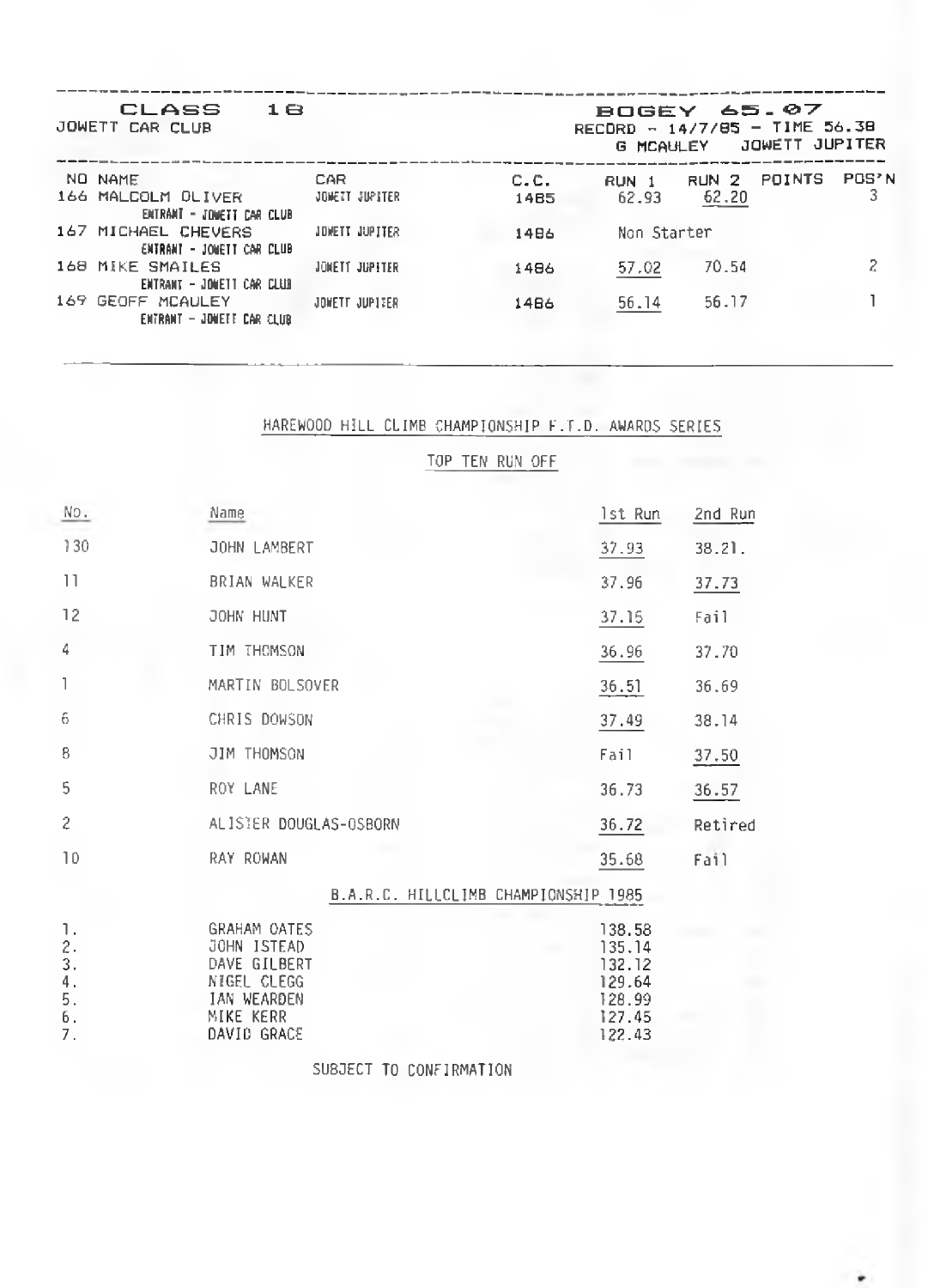## CLASS 18

JOWETT CAR CLUB

**BOGEY 65.07**
RECORD - 14/7/85 - TIME 56.38
G MCAULEY JOWETT JUPITER

| NO | NAME | CAR | C.C. | RUN 1 | RUN 2 | POINTS | POS'N |
|---|---|---|---|---|---|---|---|
| 166 | MALCOLM OLIVER<br>ENTRANT - JOWETT CAR CLUB | JOWETT JUPITER | 1485 | 62.93 | 62.20 | | 3 |
| 167 | MICHAEL CHEVERS<br>ENTRANT - JOWETT CAR CLUB | JOWETT JUPITER | 1486 | Non Starter | | | |
| 168 | MIKE SMAILES<br>ENTRANT - JOWETT CAR CLUB | JOWETT JUPITER | 1486 | 57.02 | 70.54 | | 2 |
| 169 | GEOFF MCAULEY<br>ENTRANT - JOWETT CAR CLUB | JOWETT JUPITER | 1486 | 56.14 | 56.17 | | 1 |

## HAREWOOD HILL CLIMB CHAMPIONSHIP F.T.D. AWARDS SERIES

### TOP TEN RUN OFF

| No. | Name | 1st Run | 2nd Run |
|---|---|---|---|
| 130 | JOHN LAMBERT | 37.93 | 38.21. |
| 11 | BRIAN WALKER | 37.96 | 37.73 |
| 12 | JOHN HUNT | 37.15 | Fail |
| 4 | TIM THOMSON | 36.96 | 37.70 |
| 1 | MARTIN BOLSOVER | 36.51 | 36.69 |
| 6 | CHRIS DOWSON | 37.49 | 38.14 |
| 8 | JIM THOMSON | Fail | 37.50 |
| 5 | ROY LANE | 36.73 | 36.57 |
| 2 | ALISTER DOUGLAS-OSBORN | 36.72 | Retired |
| 10 | RAY ROWAN | 35.68 | Fail |

### B.A.R.C. HILLCLIMB CHAMPIONSHIP 1985

| | | |
|---|---|---|
| 1. | GRAHAM OATES | 138.58 |
| 2. | JOHN ISTEAD | 135.14 |
| 3. | DAVE GILBERT | 132.12 |
| 4. | NIGEL CLEGG | 129.64 |
| 5. | IAN WEARDEN | 128.99 |
| 6. | MIKE KERR | 127.45 |
| 7. | DAVID GRACE | 122.43 |

SUBJECT TO CONFIRMATION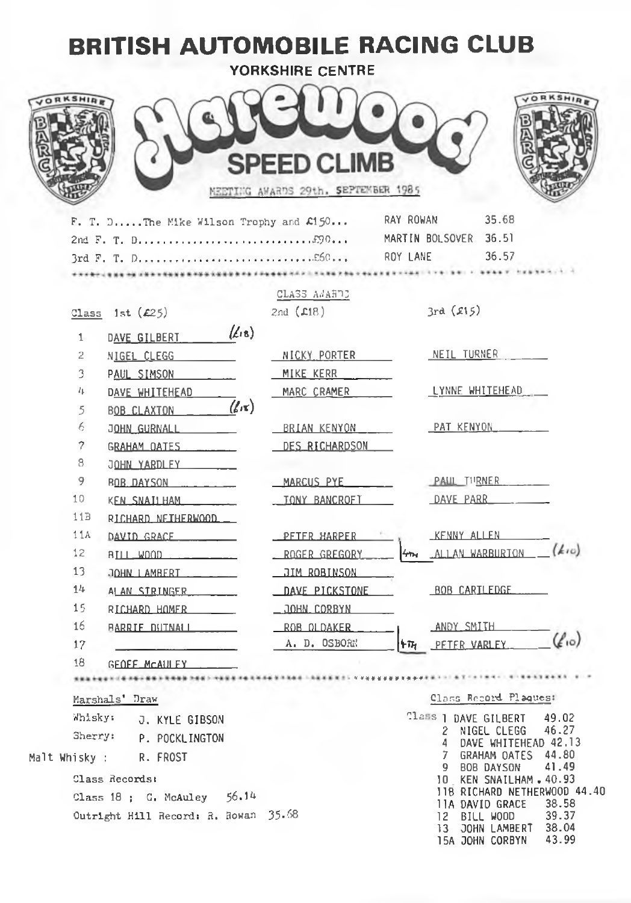# BRITISH AUTOMOBILE RACING CLUB

## YORKSHIRE CENTRE

# Harewood SPEED CLIMB

MEETING AWARDS 29th. SEPTEMBER 1985

| | | |
|---|---|---|
| F. T. D.....The Mike Wilson Trophy and £150... | RAY ROWAN | 35.68 |
| 2nd F. T. D..............................£90... | MARTIN BOLSOVER | 36.51 |
| 3rd F. T. D..............................£60... | ROY LANE | 36.57 |

## CLASS AWARDS

| Class | 1st (£25) | 2nd (£18) | 3rd (£15) |
|---|---|---|---|
| 1 | DAVE GILBERT (£18) | | |
| 2 | NIGEL CLEGG | NICKY PORTER | NEIL TURNER |
| 3 | PAUL SIMSON | MIKE KERR | |
| 4 | DAVE WHITEHEAD | MARC CRAMER | LYNNE WHITEHEAD |
| 5 | BOB CLAXTON (£18) | | |
| 6 | JOHN GURNALL | BRIAN KENYON | PAT KENYON |
| 7 | GRAHAM OATES | DES RICHARDSON | |
| 8 | JOHN YARDLEY | | |
| 9 | BOB DAYSON | MARCUS PYE | PAUL TURNER |
| 10 | KEN SNAILHAM | TONY BANCROFT | DAVE PARR |
| 11B | RICHARD NETHERWOOD | | |
| 11A | DAVID GRACE | PETER HARPER | KENNY ALLEN |
| 12 | BILL WOOD | ROGER GREGORY | 4th ALLAN WARBURTON (£10) |
| 13 | JOHN LAMBERT | JIM ROBINSON | |
| 14 | ALAN STRINGER | DAVE PICKSTONE | BOB CARTLEDGE |
| 15 | RICHARD HOMER | JOHN CORBYN | |
| 16 | BARRIE DUTNALL | ROB OLDAKER | ANDY SMITH |
| 17 | | A. D. OSBORN | 4th PETER VARLEY (£10) |
| 18 | GEOFF McAULEY | | |

**Marshals' Draw**

Whisky: J. KYLE GIBSON
Sherry: P. POCKLINGTON
Malt Whisky : R. FROST

**Class Records:**

Class 18 ; G. McAuley 56.14

Outright Hill Record: R. Rowan 35.68

**Class Record Plaques:**

| Class | Name | Time |
|---|---|---|
| 1 | DAVE GILBERT | 49.02 |
| 2 | NIGEL CLEGG | 46.27 |
| 4 | DAVE WHITEHEAD | 42.13 |
| 7 | GRAHAM OATES | 44.80 |
| 9 | BOB DAYSON | 41.49 |
| 10 | KEN SNAILHAM | 40.93 |
| 11B | RICHARD NETHERWOOD | 44.40 |
| 11A | DAVID GRACE | 38.58 |
| 12 | BILL WOOD | 39.37 |
| 13 | JOHN LAMBERT | 38.04 |
| 15A | JOHN CORBYN | 43.99 |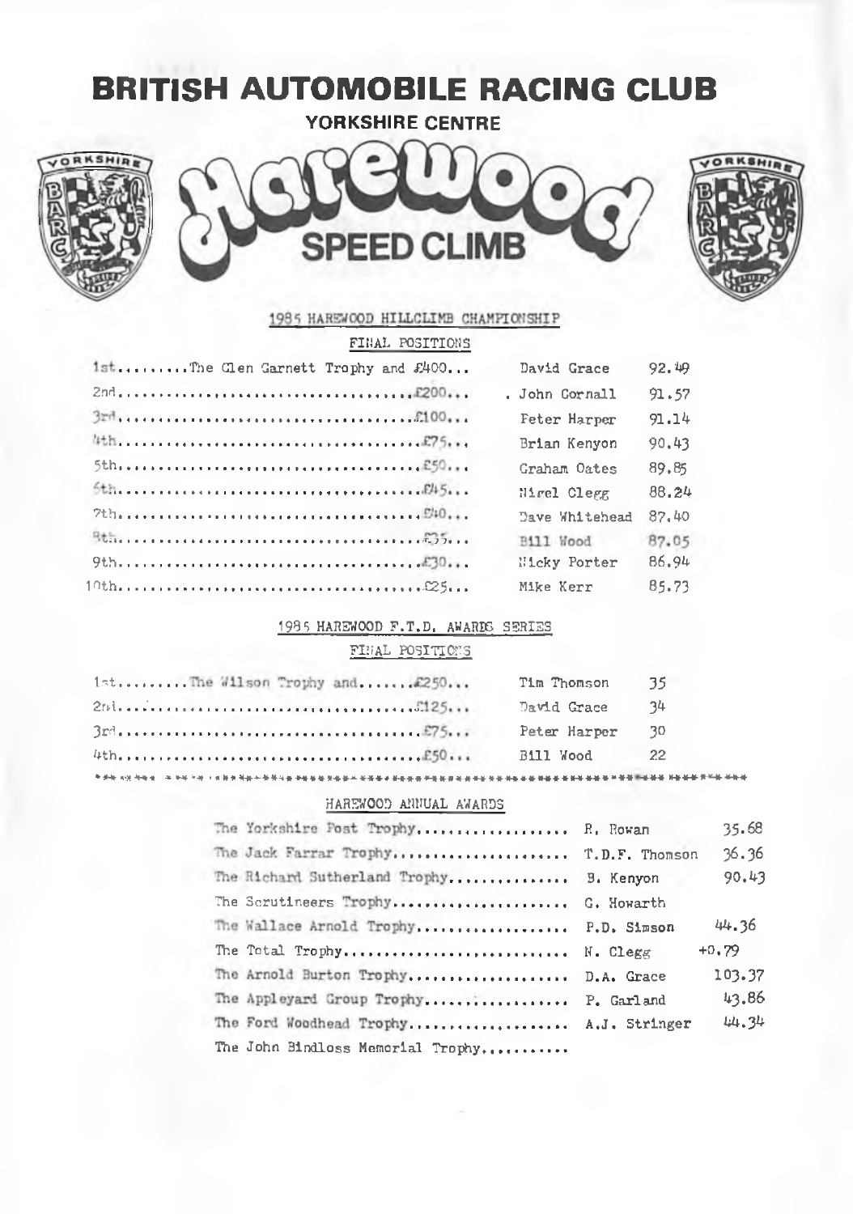# BRITISH AUTOMOBILE RACING CLUB

## YORKSHIRE CENTRE

## Harewood SPEED CLIMB

### 1985 HAREWOOD HILLCLIMB CHAMPIONSHIP

FINAL POSITIONS

| Position | Award | Name | Points |
|---|---|---|---|
| 1st | The Glen Garnett Trophy and £400... | David Grace | 92.49 |
| 2nd | £200... | John Cornall | 91.57 |
| 3rd | £100... | Peter Harper | 91.14 |
| 4th | £75... | Brian Kenyon | 90.43 |
| 5th | £50... | Graham Oates | 89.85 |
| 6th | £45... | Nigel Clegg | 88.24 |
| 7th | £40... | Dave Whitehead | 87.40 |
| 8th | £35... | Bill Wood | 87.05 |
| 9th | £30... | Nicky Porter | 86.94 |
| 10th | £25... | Mike Kerr | 85.73 |

### 1985 HAREWOOD F.T.D. AWARDS SERIES

FINAL POSITIONS

| Position | Award | Name | Points |
|---|---|---|---|
| 1st | The Wilson Trophy and £250... | Tim Thomson | 35 |
| 2nd | £125... | David Grace | 34 |
| 3rd | £75... | Peter Harper | 30 |
| 4th | £50... | Bill Wood | 22 |

### HAREWOOD ANNUAL AWARDS

| Award | Winner | |
|---|---|---|
| The Yorkshire Post Trophy | R. Rowan | 35.68 |
| The Jack Farrar Trophy | T.D.F. Thomson | 36.36 |
| The Richard Sutherland Trophy | B. Kenyon | 90.43 |
| The Scrutineers Trophy | G. Howarth | |
| The Wallace Arnold Trophy | P.D. Simson | 44.36 |
| The Total Trophy | N. Clegg | +0.79 |
| The Arnold Burton Trophy | D.A. Grace | 103.37 |
| The Appleyard Group Trophy | P. Garland | 43.86 |
| The Ford Woodhead Trophy | A.J. Stringer | 44.34 |
| The John Bindloss Memorial Trophy | | |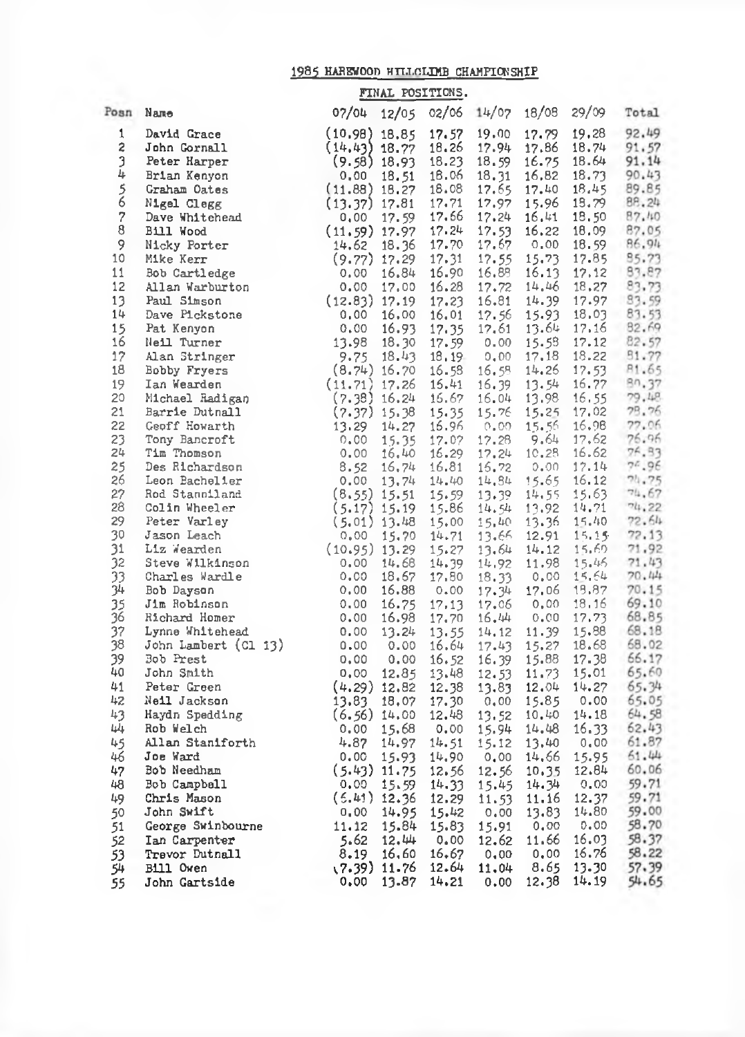# 1985 HAREWOOD HILLCLIMB CHAMPIONSHIP

## FINAL POSITIONS.

| Posn | Name | 07/04 | 12/05 | 02/06 | 14/07 | 18/08 | 29/09 | Total |
|---|---|---|---|---|---|---|---|---|
| 1 | David Grace | (10.98) | 18.85 | 17.57 | 19.00 | 17.79 | 19.28 | 92.49 |
| 2 | John Gornall | (14.43) | 18.77 | 18.26 | 17.94 | 17.86 | 18.74 | 91.57 |
| 3 | Peter Harper | (9.58) | 18.93 | 18.23 | 18.59 | 16.75 | 18.64 | 91.14 |
| 4 | Brian Kenyon | 0.00 | 18.51 | 18.06 | 18.31 | 16.82 | 18.73 | 90.43 |
| 5 | Graham Oates | (11.88) | 18.27 | 18.08 | 17.65 | 17.40 | 18.45 | 89.85 |
| 6 | Nigel Clegg | (13.37) | 17.81 | 17.71 | 17.97 | 15.96 | 18.79 | 88.24 |
| 7 | Dave Whitehead | 0.00 | 17.59 | 17.66 | 17.24 | 16.41 | 18.50 | 87.40 |
| 8 | Bill Wood | (11.59) | 17.97 | 17.24 | 17.53 | 16.22 | 18.09 | 87.05 |
| 9 | Nicky Porter | 14.62 | 18.36 | 17.70 | 17.67 | 0.00 | 18.59 | 86.94 |
| 10 | Mike Kerr | (9.77) | 17.29 | 17.31 | 17.55 | 15.73 | 17.85 | 85.73 |
| 11 | Bob Cartledge | 0.00 | 16.84 | 16.90 | 16.88 | 16.13 | 17.12 | 83.87 |
| 12 | Allan Warburton | 0.00 | 17.00 | 16.28 | 17.72 | 14.46 | 18.27 | 83.73 |
| 13 | Paul Simson | (12.83) | 17.19 | 17.23 | 16.81 | 14.39 | 17.97 | 83.59 |
| 14 | Dave Pickstone | 0.00 | 16.00 | 16.01 | 17.56 | 15.93 | 18.03 | 83.53 |
| 15 | Pat Kenyon | 0.00 | 16.93 | 17.35 | 17.61 | 13.64 | 17.16 | 82.69 |
| 16 | Neil Turner | 13.98 | 18.30 | 17.59 | 0.00 | 15.58 | 17.12 | 82.57 |
| 17 | Alan Stringer | 9.75 | 18.43 | 18.19 | 0.00 | 17.18 | 18.22 | 81.77 |
| 18 | Bobby Fryers | (8.74) | 16.70 | 16.58 | 16.58 | 14.26 | 17.53 | 81.65 |
| 19 | Ian Wearden | (11.71) | 17.26 | 15.41 | 16.39 | 13.54 | 16.77 | 80.37 |
| 20 | Michael Radigan | (7.38) | 16.24 | 16.67 | 16.04 | 13.98 | 16.55 | 79.48 |
| 21 | Barrie Dutnall | (7.37) | 15.38 | 15.35 | 15.76 | 15.25 | 17.02 | 78.76 |
| 22 | Geoff Howarth | 13.29 | 14.27 | 16.96 | 0.00 | 15.56 | 16.98 | 77.06 |
| 23 | Tony Bancroft | 0.00 | 15.35 | 17.07 | 17.28 | 9.64 | 17.62 | 76.96 |
| 24 | Tim Thomson | 0.00 | 16.40 | 16.29 | 17.24 | 10.28 | 16.62 | 76.83 |
| 25 | Des Richardson | 8.52 | 16.74 | 16.81 | 16.72 | 0.00 | 17.14 | 75.96 |
| 26 | Leon Bachelier | 0.00 | 13.74 | 14.40 | 14.84 | 15.65 | 16.12 | 74.75 |
| 27 | Rod Stanniland | (8.55) | 15.51 | 15.59 | 13.39 | 14.55 | 15.63 | 74.67 |
| 28 | Colin Wheeler | (5.17) | 15.19 | 15.86 | 14.54 | 13.92 | 14.71 | 74.22 |
| 29 | Peter Varley | (5.01) | 13.48 | 15.00 | 15.40 | 13.36 | 15.40 | 72.64 |
| 30 | Jason Leach | 0.00 | 15.70 | 14.71 | 13.66 | 12.91 | 15.15 | 72.13 |
| 31 | Liz Wearden | (10.95) | 13.29 | 15.27 | 13.64 | 14.12 | 15.60 | 71.92 |
| 32 | Steve Wilkinson | 0.00 | 14.68 | 14.39 | 14.92 | 11.98 | 15.46 | 71.43 |
| 33 | Charles Wardle | 0.00 | 18.67 | 17.80 | 18.33 | 0.00 | 15.64 | 70.44 |
| 34 | Bob Dayson | 0.00 | 16.88 | 0.00 | 17.34 | 17.06 | 18.87 | 70.15 |
| 35 | Jim Robinson | 0.00 | 16.75 | 17.13 | 17.06 | 0.00 | 18.16 | 69.10 |
| 36 | Richard Homer | 0.00 | 16.98 | 17.70 | 16.44 | 0.00 | 17.73 | 68.85 |
| 37 | Lynne Whitehead | 0.00 | 13.24 | 13.55 | 14.12 | 11.39 | 15.88 | 68.18 |
| 38 | John Lambert (Cl 13) | 0.00 | 0.00 | 16.64 | 17.43 | 15.27 | 18.68 | 68.02 |
| 39 | Bob Prest | 0.00 | 0.00 | 16.52 | 16.39 | 15.88 | 17.38 | 66.17 |
| 40 | John Smith | 0.00 | 12.85 | 13.48 | 12.53 | 11.73 | 15.01 | 65.60 |
| 41 | Peter Green | (4.29) | 12.82 | 12.38 | 13.83 | 12.04 | 14.27 | 65.34 |
| 42 | Neil Jackson | 13.83 | 18.07 | 17.30 | 0.00 | 15.85 | 0.00 | 65.05 |
| 43 | Haydn Spedding | (6.56) | 14.00 | 12.48 | 13.52 | 10.40 | 14.18 | 64.58 |
| 44 | Rob Welch | 0.00 | 15.68 | 0.00 | 15.94 | 14.48 | 16.33 | 62.43 |
| 45 | Allan Staniforth | 4.87 | 14.97 | 14.51 | 15.12 | 13.40 | 0.00 | 61.87 |
| 46 | Joe Ward | 0.00 | 15.93 | 14.90 | 0.00 | 14.66 | 15.95 | 61.44 |
| 47 | Bob Needham | (5.43) | 11.75 | 12.56 | 12.56 | 10.35 | 12.84 | 60.06 |
| 48 | Bob Campbell | 0.00 | 15.59 | 14.33 | 15.45 | 14.34 | 0.00 | 59.71 |
| 49 | Chris Mason | (5.41) | 12.36 | 12.29 | 11.53 | 11.16 | 12.37 | 59.71 |
| 50 | John Swift | 0.00 | 14.95 | 15.42 | 0.00 | 13.83 | 14.80 | 59.00 |
| 51 | George Swinbourne | 11.12 | 15.84 | 15.83 | 15.91 | 0.00 | 0.00 | 58.70 |
| 52 | Ian Carpenter | 5.62 | 12.44 | 0.00 | 12.62 | 11.66 | 16.03 | 58.37 |
| 53 | Trevor Dutnall | 8.19 | 16.60 | 16.67 | 0.00 | 0.00 | 16.76 | 58.22 |
| 54 | Bill Owen | (7.39) | 11.76 | 12.64 | 11.04 | 8.65 | 13.30 | 57.39 |
| 55 | John Gartside | 0.00 | 13.87 | 14.21 | 0.00 | 12.38 | 14.19 | 54.65 |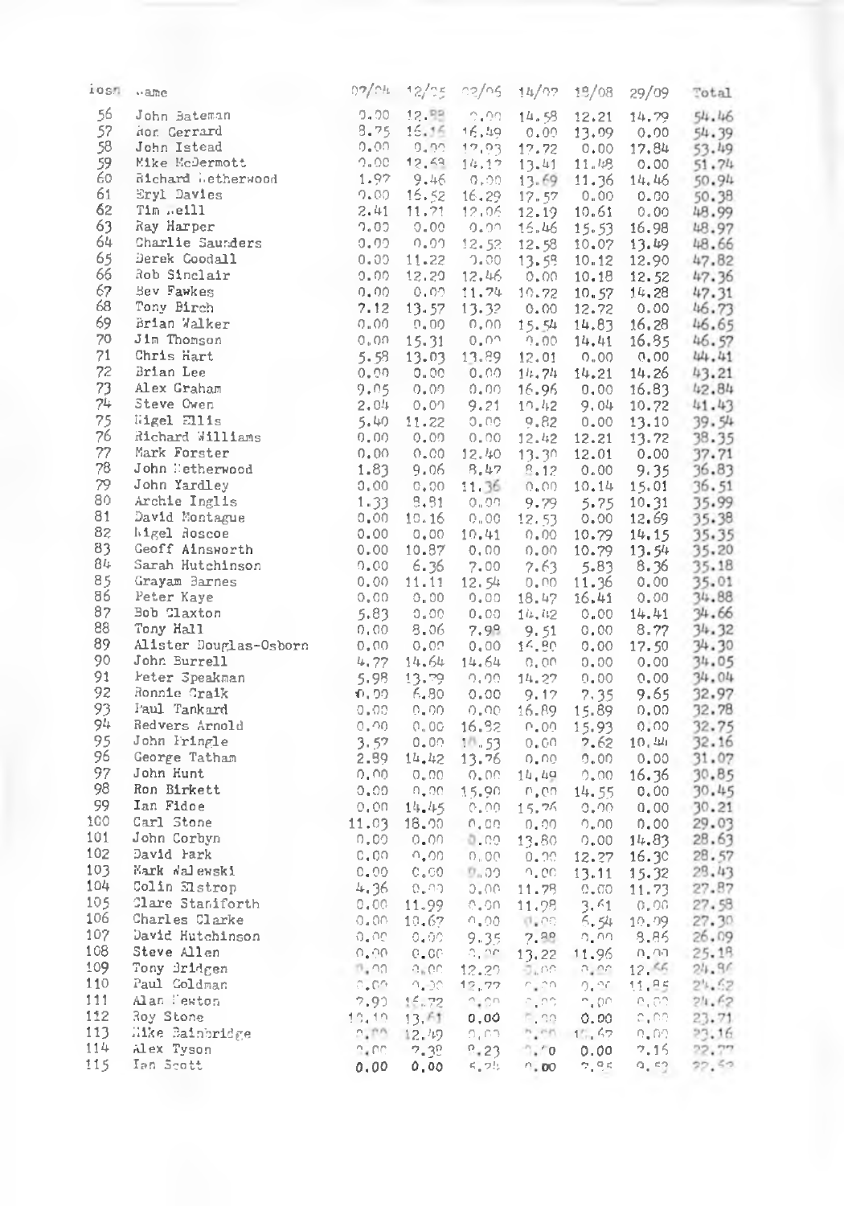| Posn | Name | 07/04 | 12/05 | 02/06 | 14/07 | 18/08 | 29/09 | Total |
|---|---|---|---|---|---|---|---|---|
| 56 | John Bateman | 0.00 | 12.88 | 0.00 | 14.58 | 12.21 | 14.79 | 54.46 |
| 57 | Ron Gerrard | 8.75 | 16.16 | 16.49 | 0.00 | 13.09 | 0.00 | 54.39 |
| 58 | John Istead | 0.00 | 0.00 | 17.93 | 17.72 | 0.00 | 17.84 | 53.49 |
| 59 | Mike McDermott | 0.00 | 12.63 | 14.17 | 13.41 | 11.48 | 0.00 | 51.74 |
| 60 | Richard Wetherwood | 1.97 | 9.46 | 0.00 | 13.69 | 11.36 | 14.46 | 50.94 |
| 61 | Eryl Davies | 0.00 | 16.52 | 16.29 | 17.57 | 0.00 | 0.00 | 50.38 |
| 62 | Tim Neill | 2.41 | 11.71 | 12.06 | 12.19 | 10.61 | 0.00 | 48.99 |
| 63 | Ray Harper | 0.00 | 0.00 | 0.00 | 16.46 | 15.53 | 16.98 | 48.97 |
| 64 | Charlie Saunders | 0.00 | 0.00 | 12.52 | 12.58 | 10.07 | 13.49 | 48.66 |
| 65 | Derek Goodall | 0.00 | 11.22 | 0.00 | 13.58 | 10.12 | 12.90 | 47.82 |
| 66 | Rob Sinclair | 0.00 | 12.20 | 12.46 | 0.00 | 10.18 | 12.52 | 47.36 |
| 67 | Bev Fawkes | 0.00 | 0.00 | 11.74 | 10.72 | 10.57 | 14.28 | 47.31 |
| 68 | Tony Birch | 7.12 | 13.57 | 13.32 | 0.00 | 12.72 | 0.00 | 46.73 |
| 69 | Brian Walker | 0.00 | 0.00 | 0.00 | 15.54 | 14.83 | 16.28 | 46.65 |
| 70 | Jim Thomson | 0.00 | 15.31 | 0.00 | 0.00 | 14.41 | 16.85 | 46.57 |
| 71 | Chris Hart | 5.58 | 13.03 | 13.89 | 12.01 | 0.00 | 0.00 | 44.41 |
| 72 | Brian Lee | 0.00 | 0.00 | 0.00 | 14.74 | 14.21 | 14.26 | 43.21 |
| 73 | Alex Graham | 9.05 | 0.00 | 0.00 | 16.96 | 0.00 | 16.83 | 42.84 |
| 74 | Steve Owen | 2.04 | 0.00 | 9.21 | 10.42 | 9.04 | 10.72 | 41.43 |
| 75 | Nigel Ellis | 5.40 | 11.22 | 0.00 | 9.82 | 0.00 | 13.10 | 39.54 |
| 76 | Richard Williams | 0.00 | 0.00 | 0.00 | 12.42 | 12.21 | 13.72 | 38.35 |
| 77 | Mark Forster | 0.00 | 0.00 | 12.40 | 13.30 | 12.01 | 0.00 | 37.71 |
| 78 | John Wetherwood | 1.83 | 9.06 | 8.47 | 8.12 | 0.00 | 9.35 | 36.83 |
| 79 | John Yardley | 0.00 | 0.00 | 11.36 | 0.00 | 10.14 | 15.01 | 36.51 |
| 80 | Archie Inglis | 1.33 | 8.81 | 0.00 | 9.79 | 5.75 | 10.31 | 35.99 |
| 81 | David Montague | 0.00 | 10.16 | 0.00 | 12.53 | 0.00 | 12.69 | 35.38 |
| 82 | Nigel Roscoe | 0.00 | 0.00 | 10.41 | 0.00 | 10.79 | 14.15 | 35.35 |
| 83 | Geoff Ainsworth | 0.00 | 10.87 | 0.00 | 0.00 | 10.79 | 13.54 | 35.20 |
| 84 | Sarah Hutchinson | 0.00 | 6.36 | 7.00 | 7.63 | 5.83 | 8.36 | 35.18 |
| 85 | Grayam Barnes | 0.00 | 11.11 | 12.54 | 0.00 | 11.36 | 0.00 | 35.01 |
| 86 | Peter Kaye | 0.00 | 0.00 | 0.00 | 18.47 | 16.41 | 0.00 | 34.88 |
| 87 | Bob Claxton | 5.83 | 0.00 | 0.00 | 14.42 | 0.00 | 14.41 | 34.66 |
| 88 | Tony Hall | 0.00 | 8.06 | 7.98 | 9.51 | 0.00 | 8.77 | 34.32 |
| 89 | Alister Douglas-Osborn | 0.00 | 0.00 | 0.00 | 16.80 | 0.00 | 17.50 | 34.30 |
| 90 | John Burrell | 4.77 | 14.64 | 14.64 | 0.00 | 0.00 | 0.00 | 34.05 |
| 91 | Peter Speakman | 5.98 | 13.79 | 0.00 | 14.27 | 0.00 | 0.00 | 34.04 |
| 92 | Ronnie Craik | 0.00 | 6.80 | 0.00 | 9.17 | 7.35 | 9.65 | 32.97 |
| 93 | Paul Tankard | 0.00 | 0.00 | 0.00 | 16.89 | 15.89 | 0.00 | 32.78 |
| 94 | Redvers Arnold | 0.00 | 0.00 | 16.82 | 0.00 | 15.93 | 0.00 | 32.75 |
| 95 | John Pringle | 3.57 | 0.00 | 10.53 | 0.00 | 7.62 | 10.44 | 32.16 |
| 96 | George Tatham | 2.89 | 14.42 | 13.76 | 0.00 | 0.00 | 0.00 | 31.07 |
| 97 | John Hunt | 0.00 | 0.00 | 0.00 | 14.49 | 0.00 | 16.36 | 30.85 |
| 98 | Ron Birkett | 0.00 | 0.00 | 15.90 | 0.00 | 14.55 | 0.00 | 30.45 |
| 99 | Ian Fidoe | 0.00 | 14.45 | 0.00 | 15.76 | 0.00 | 0.00 | 30.21 |
| 100 | Carl Stone | 11.03 | 18.00 | 0.00 | 0.00 | 0.00 | 0.00 | 29.03 |
| 101 | John Corbyn | 0.00 | 0.00 | 0.00 | 13.80 | 0.00 | 14.83 | 28.63 |
| 102 | David Park | 0.00 | 0.00 | 0.00 | 0.00 | 12.27 | 16.30 | 28.57 |
| 103 | Mark Walewski | 0.00 | 0.00 | 0.00 | 0.00 | 13.11 | 15.32 | 28.43 |
| 104 | Colin Elstrop | 4.36 | 0.00 | 0.00 | 11.78 | 0.00 | 11.73 | 27.87 |
| 105 | Clare Staniforth | 0.00 | 11.99 | 0.00 | 11.98 | 3.61 | 0.00 | 27.58 |
| 106 | Charles Clarke | 0.00 | 10.67 | 0.00 | 0.00 | 6.54 | 10.09 | 27.30 |
| 107 | David Hutchinson | 0.00 | 0.00 | 9.35 | 7.88 | 0.00 | 8.86 | 26.09 |
| 108 | Steve Allen | 0.00 | 0.00 | 0.00 | 13.22 | 11.96 | 0.00 | 25.18 |
| 109 | Tony Bridgen | 0.00 | 0.00 | 12.20 | 0.00 | 0.00 | 12.66 | 24.86 |
| 110 | Paul Goldman | 0.00 | 0.00 | 12.77 | 0.00 | 0.00 | 11.85 | 24.62 |
| 111 | Alan Newton | 7.90 | 16.72 | 0.00 | 0.00 | 0.00 | 0.00 | 24.62 |
| 112 | Roy Stone | 10.10 | 13.61 | 0.00 | 0.00 | 0.00 | 0.00 | 23.71 |
| 113 | Mike Bainbridge | 0.00 | 12.49 | 0.00 | 0.00 | 10.67 | 0.00 | 23.16 |
| 114 | Alex Tyson | 0.00 | 7.38 | 8.23 | 0.00 | 0.00 | 7.16 | 22.77 |
| 115 | Ian Scott | 0.00 | 0.00 | 5.24 | 0.00 | 7.95 | 9.53 | 22.52 |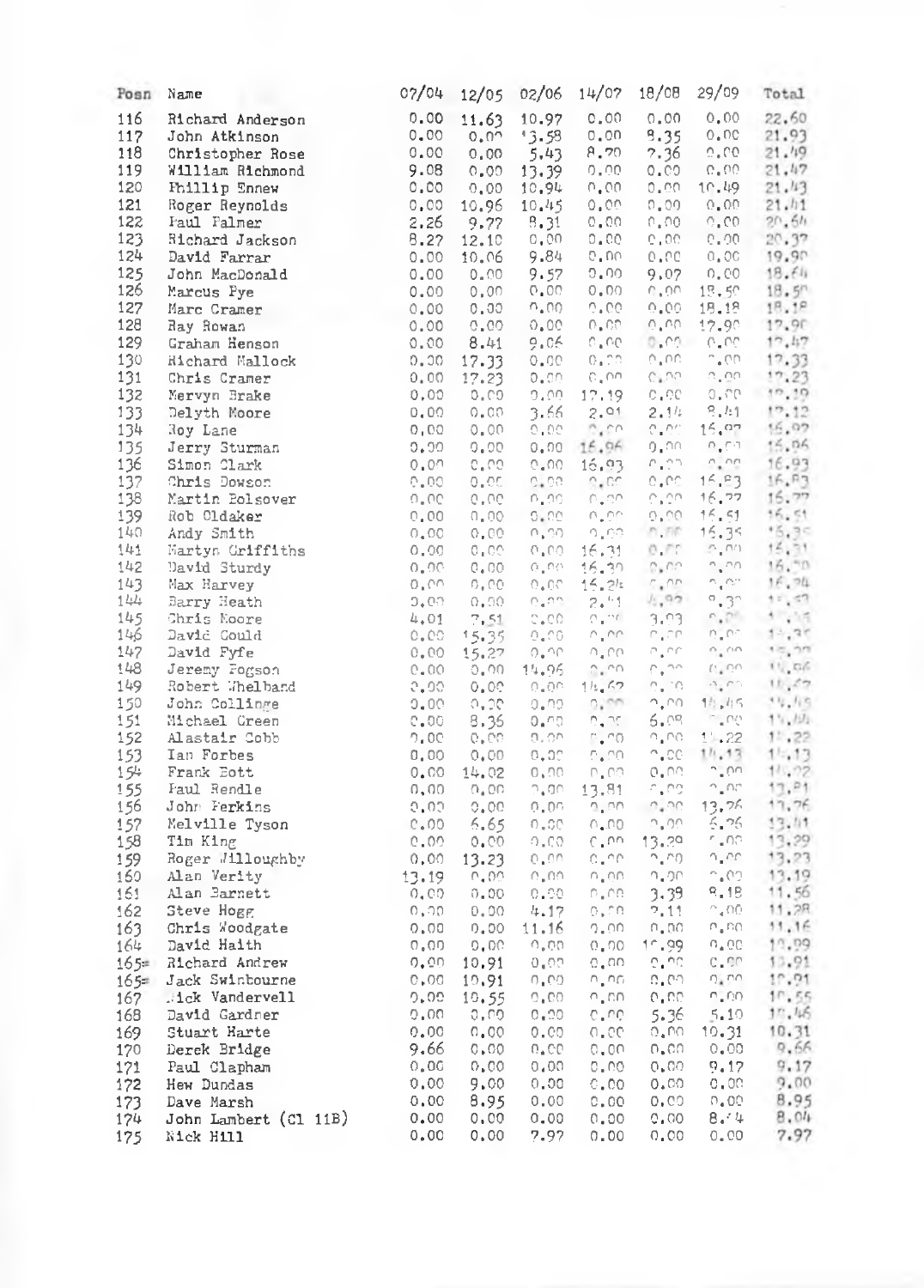| Posn | Name | 07/04 | 12/05 | 02/06 | 14/07 | 18/08 | 29/09 | Total |
|---|---|---|---|---|---|---|---|---|
| 116 | Richard Anderson | 0.00 | 11.63 | 10.97 | 0.00 | 0.00 | 0.00 | 22.60 |
| 117 | John Atkinson | 0.00 | 0.00 | 13.58 | 0.00 | 8.35 | 0.00 | 21.93 |
| 118 | Christopher Rose | 0.00 | 0.00 | 5.43 | 8.70 | 7.36 | 0.00 | 21.49 |
| 119 | William Richmond | 9.08 | 0.00 | 13.39 | 0.00 | 0.00 | 0.00 | 21.47 |
| 120 | Phillip Ennew | 0.00 | 0.00 | 10.94 | 0.00 | 0.00 | 10.49 | 21.43 |
| 121 | Roger Reynolds | 0.00 | 10.96 | 10.45 | 0.00 | 0.00 | 0.00 | 21.41 |
| 122 | Paul Palmer | 2.26 | 9.77 | 8.31 | 0.00 | 0.00 | 0.00 | 20.54 |
| 123 | Richard Jackson | 8.27 | 12.10 | 0.00 | 0.00 | 0.00 | 0.00 | 20.37 |
| 124 | David Farrar | 0.00 | 10.06 | 9.84 | 0.00 | 0.00 | 0.00 | 19.90 |
| 125 | John MacDonald | 0.00 | 0.00 | 9.57 | 0.00 | 9.07 | 0.00 | 18.64 |
| 126 | Marcus Pye | 0.00 | 0.00 | 0.00 | 0.00 | 0.00 | 18.50 | 18.50 |
| 127 | Marc Cramer | 0.00 | 0.00 | 0.00 | 0.00 | 0.00 | 18.18 | 18.18 |
| 128 | Ray Rowan | 0.00 | 0.00 | 0.00 | 0.00 | 0.00 | 17.90 | 17.90 |
| 129 | Graham Henson | 0.00 | 8.41 | 9.06 | 0.00 | 0.00 | 0.00 | 17.47 |
| 130 | Richard Mallock | 0.00 | 17.33 | 0.00 | 0.00 | 0.00 | 0.00 | 17.33 |
| 131 | Chris Cramer | 0.00 | 17.23 | 0.00 | 0.00 | 0.00 | 0.00 | 17.23 |
| 132 | Mervyn Brake | 0.00 | 0.00 | 0.00 | 17.19 | 0.00 | 0.00 | 17.19 |
| 133 | Delyth Moore | 0.00 | 0.00 | 3.66 | 2.91 | 2.14 | 8.41 | 17.12 |
| 134 | Roy Lane | 0.00 | 0.00 | 0.00 | 0.00 | 0.00 | 16.97 | 16.97 |
| 135 | Jerry Sturman | 0.00 | 0.00 | 0.00 | 16.96 | 0.00 | 0.00 | 16.96 |
| 136 | Simon Clark | 0.00 | 0.00 | 0.00 | 16.93 | 0.00 | 0.00 | 16.93 |
| 137 | Chris Dowson | 0.00 | 0.00 | 0.00 | 0.00 | 0.00 | 16.83 | 16.83 |
| 138 | Martin Bolsover | 0.00 | 0.00 | 0.00 | 0.00 | 0.00 | 16.77 | 16.77 |
| 139 | Rob Oldaker | 0.00 | 0.00 | 0.00 | 0.00 | 0.00 | 16.51 | 16.51 |
| 140 | Andy Smith | 0.00 | 0.00 | 0.00 | 0.00 | 0.00 | 16.35 | 16.35 |
| 141 | Martyn Griffiths | 0.00 | 0.00 | 0.00 | 16.31 | 0.00 | 0.00 | 16.31 |
| 142 | David Sturdy | 0.00 | 0.00 | 0.00 | 16.30 | 0.00 | 0.00 | 16.30 |
| 143 | Max Harvey | 0.00 | 0.00 | 0.00 | 16.24 | 0.00 | 0.00 | 16.24 |
| 144 | Barry Heath | 0.00 | 0.00 | 0.00 | 2.41 | 4.92 | 8.30 | 15.63 |
| 145 | Chris Moore | 4.01 | 7.51 | 0.00 | 0.00 | 3.93 | 0.00 | 15.45 |
| 146 | David Gould | 0.00 | 15.35 | 0.00 | 0.00 | 0.00 | 0.00 | 15.35 |
| 147 | David Fyfe | 0.00 | 15.27 | 0.00 | 0.00 | 0.00 | 0.00 | 15.27 |
| 148 | Jeremy Fogson | 0.00 | 0.00 | 14.96 | 0.00 | 0.00 | 0.00 | 14.96 |
| 149 | Robert Whelband | 0.00 | 0.00 | 0.00 | 14.67 | 0.00 | 0.00 | 14.67 |
| 150 | John Collinge | 0.00 | 0.00 | 0.00 | 0.00 | 0.00 | 14.45 | 14.45 |
| 151 | Michael Green | 0.00 | 8.36 | 0.00 | 0.00 | 6.08 | 0.00 | 14.44 |
| 152 | Alastair Cobb | 0.00 | 0.00 | 0.00 | 0.00 | 0.00 | 14.22 | 14.22 |
| 153 | Ian Forbes | 0.00 | 0.00 | 0.00 | 0.00 | 0.00 | 14.13 | 14.13 |
| 154 | Frank Bott | 0.00 | 14.02 | 0.00 | 0.00 | 0.00 | 0.00 | 14.02 |
| 155 | Paul Rendle | 0.00 | 0.00 | 0.00 | 13.81 | 0.00 | 0.00 | 13.81 |
| 156 | John Perkins | 0.00 | 0.00 | 0.00 | 0.00 | 0.00 | 13.76 | 13.76 |
| 157 | Melville Tyson | 0.00 | 6.65 | 0.00 | 0.00 | 0.00 | 6.76 | 13.41 |
| 158 | Tim King | 0.00 | 0.00 | 0.00 | 0.00 | 13.29 | 0.00 | 13.29 |
| 159 | Roger Willoughby | 0.00 | 13.23 | 0.00 | 0.00 | 0.00 | 0.00 | 13.23 |
| 160 | Alan Verity | 13.19 | 0.00 | 0.00 | 0.00 | 0.00 | 0.00 | 13.19 |
| 161 | Alan Barnett | 0.00 | 0.00 | 0.00 | 0.00 | 3.39 | 8.18 | 11.56 |
| 162 | Steve Hogg | 0.00 | 0.00 | 4.17 | 0.00 | 7.11 | 0.00 | 11.28 |
| 163 | Chris Woodgate | 0.00 | 0.00 | 11.16 | 0.00 | 0.00 | 0.00 | 11.16 |
| 164 | David Haith | 0.00 | 0.00 | 0.00 | 0.00 | 10.99 | 0.00 | 10.99 |
| 165= | Richard Andrew | 0.00 | 10.91 | 0.00 | 0.00 | 0.00 | 0.00 | 10.91 |
| 165= | Jack Swinbourne | 0.00 | 10.91 | 0.00 | 0.00 | 0.00 | 0.00 | 10.91 |
| 167 | Nick Vandervell | 0.00 | 10.55 | 0.00 | 0.00 | 0.00 | 0.00 | 10.55 |
| 168 | David Gardner | 0.00 | 0.00 | 0.00 | 0.00 | 5.36 | 5.10 | 10.46 |
| 169 | Stuart Harte | 0.00 | 0.00 | 0.00 | 0.00 | 0.00 | 10.31 | 10.31 |
| 170 | Derek Bridge | 9.66 | 0.00 | 0.00 | 0.00 | 0.00 | 0.00 | 9.66 |
| 171 | Paul Clapham | 0.00 | 0.00 | 0.00 | 0.00 | 0.00 | 9.17 | 9.17 |
| 172 | Hew Dundas | 0.00 | 9.00 | 0.00 | 0.00 | 0.00 | 0.00 | 9.00 |
| 173 | Dave Marsh | 0.00 | 8.95 | 0.00 | 0.00 | 0.00 | 0.00 | 8.95 |
| 174 | John Lambert (Cl 11B) | 0.00 | 0.00 | 0.00 | 0.00 | 0.00 | 8.04 | 8.04 |
| 175 | Nick Hill | 0.00 | 0.00 | 7.97 | 0.00 | 0.00 | 0.00 | 7.97 |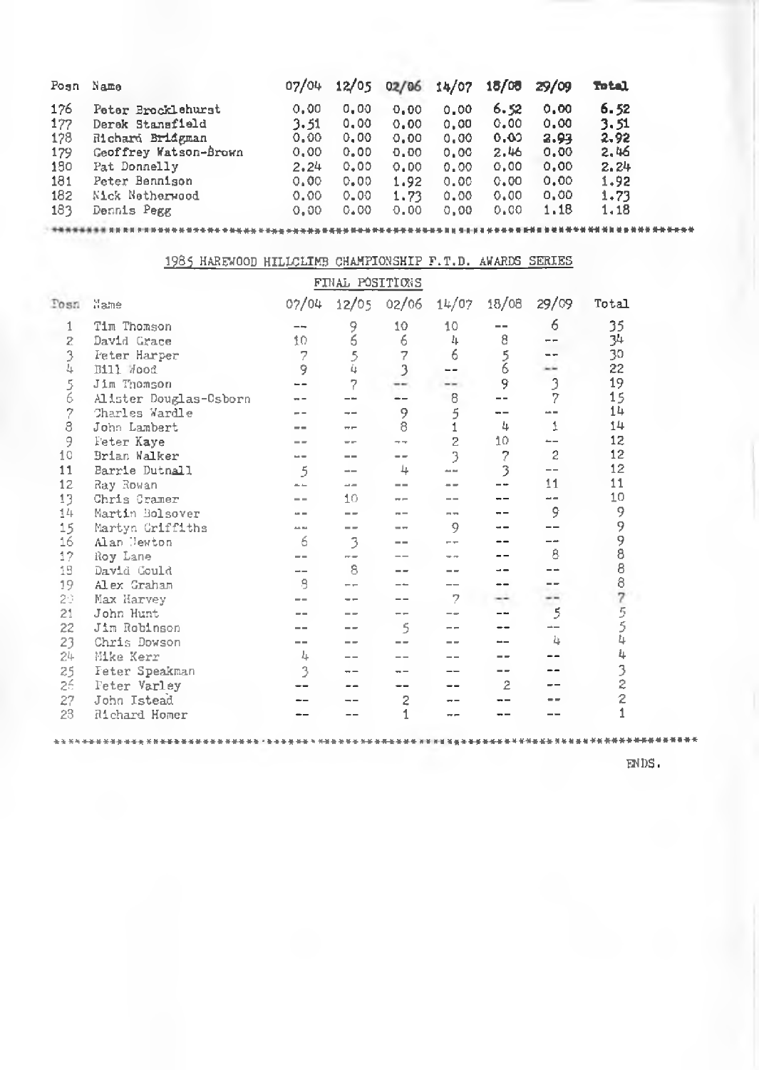| Posn | Name | 07/04 | 12/05 | 02/06 | 14/07 | 18/08 | 29/09 | **Total** |
|---|---|---|---|---|---|---|---|---|
| 176 | Peter Brocklehurst | 0.00 | 0.00 | 0.00 | 0.00 | 6.52 | 0.00 | **6.52** |
| 177 | Derek Stansfield | 3.51 | 0.00 | 0.00 | 0.00 | 0.00 | 0.00 | **3.51** |
| 178 | Richard Bridgman | 0.00 | 0.00 | 0.00 | 0.00 | 0.00 | 2.93 | **2.92** |
| 179 | Geoffrey Watson-Brown | 0.00 | 0.00 | 0.00 | 0.00 | 2.46 | 0.00 | **2.46** |
| 180 | Pat Donnelly | 2.24 | 0.00 | 0.00 | 0.00 | 0.00 | 0.00 | **2.24** |
| 181 | Peter Bennison | 0.00 | 0.00 | 1.92 | 0.00 | 0.00 | 0.00 | **1.92** |
| 182 | Nick Netherwood | 0.00 | 0.00 | 1.73 | 0.00 | 0.00 | 0.00 | **1.73** |
| 183 | Dennis Pegg | 0.00 | 0.00 | 0.00 | 0.00 | 0.00 | 1.18 | **1.18** |

************************************************************************

## 1985 HAREWOOD HILLCLIMB CHAMPIONSHIP F.T.D. AWARDS SERIES

### FINAL POSITIONS

| Posn | Name | 07/04 | 12/05 | 02/06 | 14/07 | 18/08 | 29/09 | Total |
|---|---|---|---|---|---|---|---|---|
| 1 | Tim Thomson | -- | 9 | 10 | 10 | -- | 6 | 35 |
| 2 | David Grace | 10 | 6 | 6 | 4 | 8 | -- | 34 |
| 3 | Peter Harper | 7 | 5 | 7 | 6 | 5 | -- | 30 |
| 4 | Bill Wood | 9 | 4 | 3 | -- | 6 | -- | 22 |
| 5 | Jim Thomson | -- | 7 | -- | -- | 9 | 3 | 19 |
| 6 | Alister Douglas-Osborn | -- | -- | -- | 8 | -- | 7 | 15 |
| 7 | Charles Wardle | -- | -- | 9 | 5 | -- | -- | 14 |
| 8 | John Lambert | -- | -- | 8 | 1 | 4 | 1 | 14 |
| 9 | Peter Kaye | -- | -- | -- | 2 | 10 | -- | 12 |
| 10 | Brian Walker | -- | -- | -- | 3 | 7 | 2 | 12 |
| 11 | Barrie Dutnall | 5 | -- | 4 | -- | 3 | -- | 12 |
| 12 | Ray Rowan | -- | -- | -- | -- | -- | 11 | 11 |
| 13 | Chris Cramer | -- | 10 | -- | -- | -- | -- | 10 |
| 14 | Martin Bolsover | -- | -- | -- | -- | -- | 9 | 9 |
| 15 | Martyn Griffiths | -- | -- | -- | 9 | -- | -- | 9 |
| 16 | Alan Newton | 6 | 3 | -- | -- | -- | -- | 9 |
| 17 | Roy Lane | -- | -- | -- | -- | -- | 8 | 8 |
| 18 | David Gould | -- | 8 | -- | -- | -- | -- | 8 |
| 19 | Alex Graham | 8 | -- | -- | -- | -- | -- | 8 |
| 20 | Max Harvey | -- | -- | -- | 7 | -- | -- | 7 |
| 21 | John Hunt | -- | -- | -- | -- | -- | 5 | 5 |
| 22 | Jim Robinson | -- | -- | 5 | -- | -- | -- | 5 |
| 23 | Chris Dowson | -- | -- | -- | -- | -- | 4 | 4 |
| 24 | Mike Kerr | 4 | -- | -- | -- | -- | -- | 4 |
| 25 | Peter Speakman | 3 | -- | -- | -- | -- | -- | 3 |
| 26 | Peter Varley | -- | -- | -- | -- | 2 | -- | 2 |
| 27 | John Istead | -- | -- | 2 | -- | -- | -- | 2 |
| 28 | Richard Homer | -- | -- | 1 | -- | -- | -- | 1 |

************************************************************************

ENDS.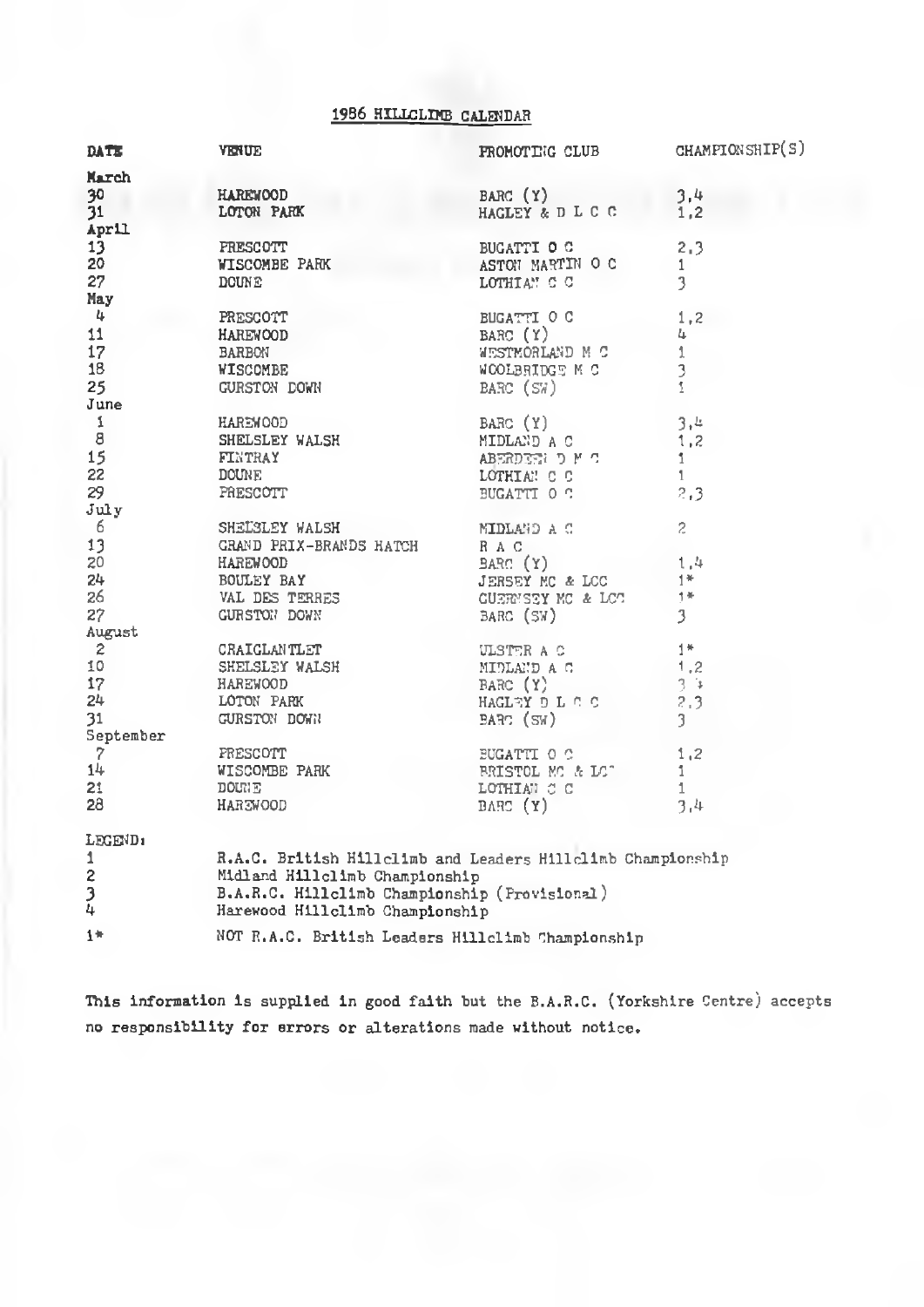# 1986 HILLCLIMB CALENDAR

| DATE | VENUE | PROMOTING CLUB | CHAMPIONSHIP(S) |
|---|---|---|---|
| **March** | | | |
| 30 | HAREWOOD | BARC (Y) | 3,4 |
| 31 | LOTON PARK | HAGLEY & D L C C | 1,2 |
| **April** | | | |
| 13 | PRESCOTT | BUGATTI O C | 2,3 |
| 20 | WISCOMBE PARK | ASTON MARTIN O C | 1 |
| 27 | DOUNE | LOTHIAN C C | 3 |
| **May** | | | |
| 4 | PRESCOTT | BUGATTI O C | 1,2 |
| 11 | HAREWOOD | BARC (Y) | 4 |
| 17 | BARBON | WESTMORLAND M C | 1 |
| 18 | WISCOMBE | WOOLBRIDGE M C | 3 |
| 25 | GURSTON DOWN | BARC (SW) | 1 |
| June | | | |
| 1 | HAREWOOD | BARC (Y) | 3,4 |
| 8 | SHELSLEY WALSH | MIDLAND A C | 1,2 |
| 15 | FINTRAY | ABERDEEN D M C | 1 |
| 22 | DOUNE | LOTHIAN C C | 1 |
| 29 | PRESCOTT | BUGATTI O C | 2,3 |
| July | | | |
| 6 | SHELSLEY WALSH | MIDLAND A C | 2 |
| 13 | GRAND PRIX-BRANDS HATCH | R A C | |
| 20 | HAREWOOD | BARC (Y) | 1,4 |
| 24 | BOULEY BAY | JERSEY MC & LCC | 1* |
| 26 | VAL DES TERRES | GUERNSEY MC & LCC | 1* |
| 27 | GURSTON DOWN | BARC (SW) | 3 |
| August | | | |
| 2 | CRAIGLANTLET | ULSTER A C | 1* |
| 10 | SHELSLEY WALSH | MIDLAND A C | 1,2 |
| 17 | HAREWOOD | BARC (Y) | 3,4 |
| 24 | LOTON PARK | HAGLEY D L C C | 2,3 |
| 31 | GURSTON DOWN | BARC (SW) | 3 |
| September | | | |
| 7 | PRESCOTT | BUGATTI O C | 1,2 |
| 14 | WISCOMBE PARK | BRISTOL MC & LCC | 1 |
| 21 | DOUNE | LOTHIAN C C | 1 |
| 28 | HAREWOOD | BARC (Y) | 3,4 |

LEGEND:

1 R.A.C. British Hillclimb and Leaders Hillclimb Championship
2 Midland Hillclimb Championship
3 B.A.R.C. Hillclimb Championship (Provisional)
4 Harewood Hillclimb Championship

1* NOT R.A.C. British Leaders Hillclimb Championship

**This information is supplied in good faith but the B.A.R.C. (Yorkshire Centre) accepts no responsibility for errors or alterations made without notice.**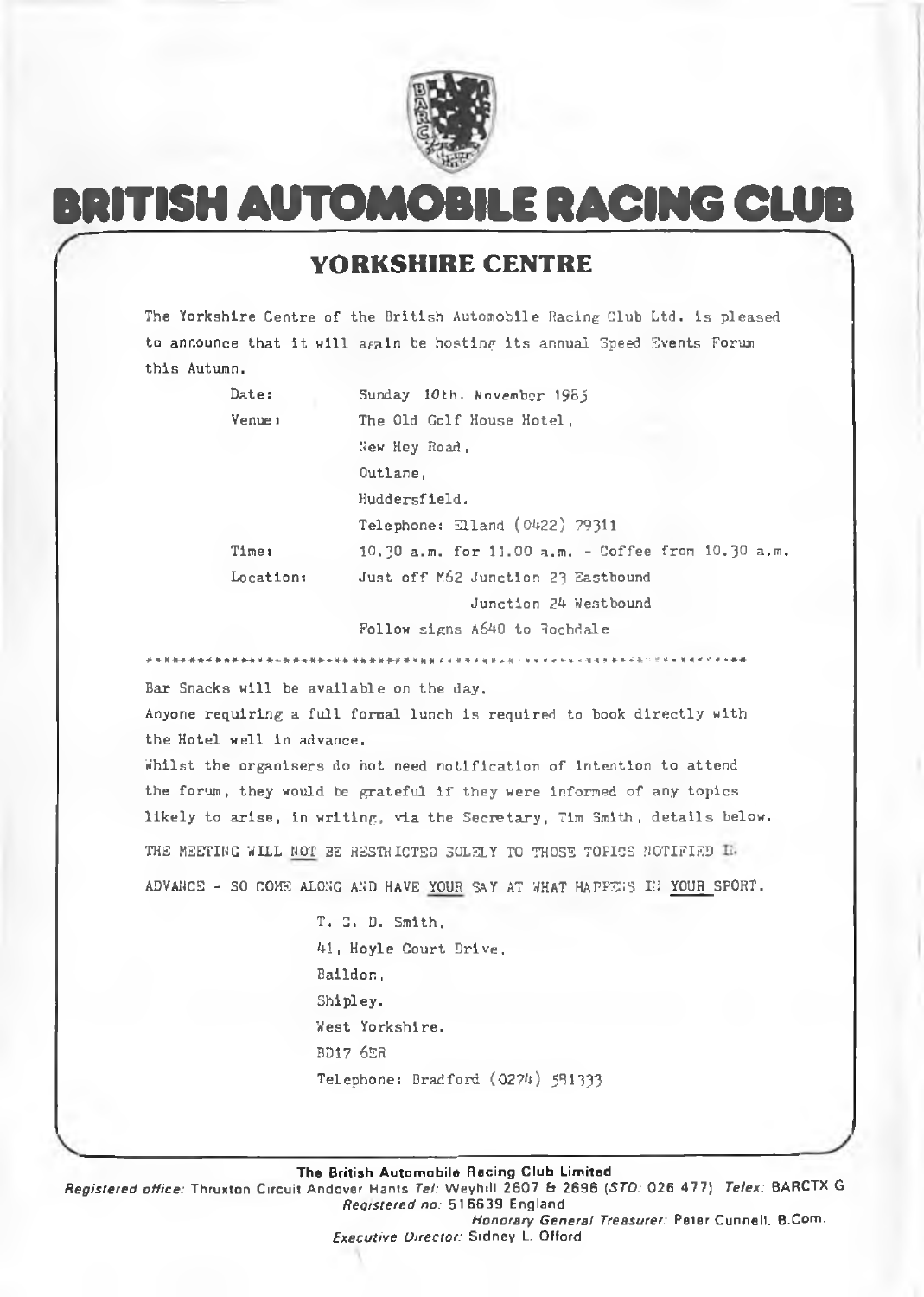# BRITISH AUTOMOBILE RACING CLUB

## YORKSHIRE CENTRE

The Yorkshire Centre of the British Automobile Racing Club Ltd. is pleased to announce that it will again be hosting its annual Speed Events Forum this Autumn.

| | |
|---|---|
| Date: | Sunday 10th. November 1985 |
| Venue: | The Old Golf House Hotel,<br>New Hey Road,<br>Outlane,<br>Huddersfield.<br>Telephone: Elland (0422) 79311 |
| Time: | 10.30 a.m. for 11.00 a.m. - Coffee from 10.30 a.m. |
| Location: | Just off M62 Junction 23 Eastbound<br>Junction 24 Westbound<br>Follow signs A640 to Rochdale |

Bar Snacks will be available on the day.

Anyone requiring a full formal lunch is required to book directly with the Hotel well in advance.

Whilst the organisers do not need notification of intention to attend the forum, they would be grateful if they were informed of any topics likely to arise, in writing, via the Secretary, Tim Smith, details below.

THE MEETING WILL NOT BE RESTRICTED SOLELY TO THOSE TOPICS NOTIFIED IN ADVANCE - SO COME ALONG AND HAVE YOUR SAY AT WHAT HAPPENS IN YOUR SPORT.

T. C. D. Smith,
41, Hoyle Court Drive,
Baildon,
Shipley.
West Yorkshire.
BD17 6ER
Telephone: Bradford (0274) 581333

**The British Automobile Racing Club Limited**
*Registered office:* Thruxton Circuit Andover Hants *Tel:* Weyhill 2607 & 2696 (*STD:* 026 477) *Telex:* BARCTX G
*Registered no:* 516639 England
*Honorary General Treasurer:* Peter Cunnell, B.Com.
*Executive Director:* Sidney L. Offord